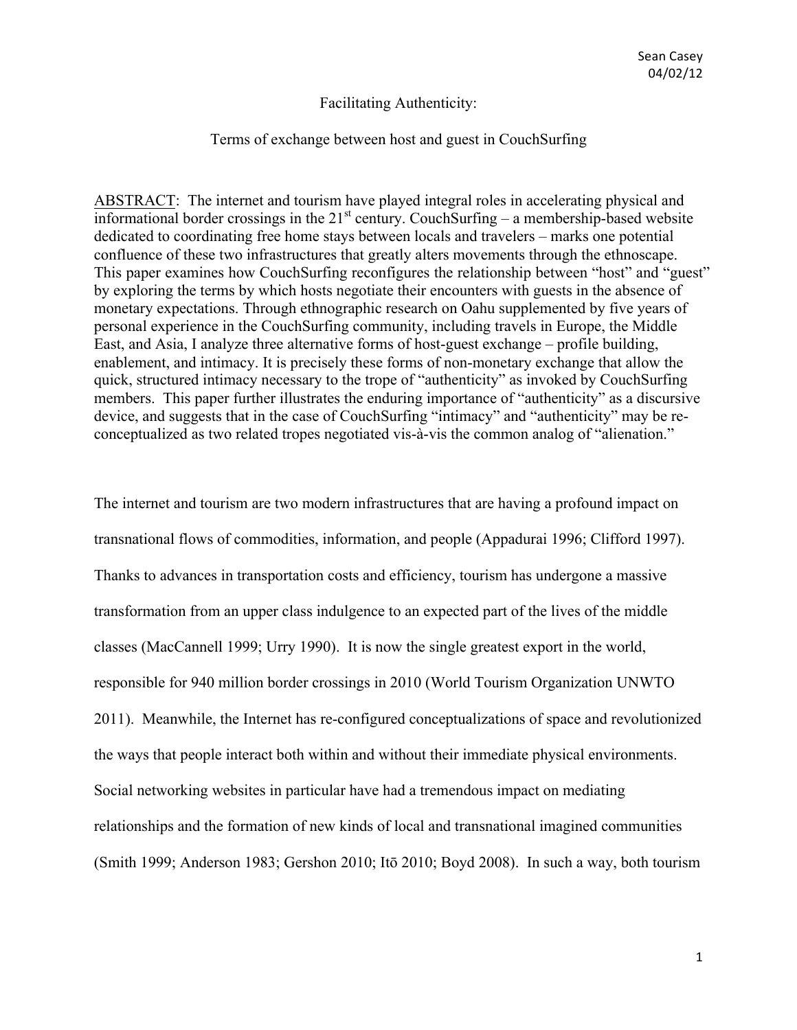Sean Casey
04/02/12

# Facilitating Authenticity:

## Terms of exchange between host and guest in CouchSurfing

ABSTRACT: The internet and tourism have played integral roles in accelerating physical and informational border crossings in the 21st century. CouchSurfing – a membership-based website dedicated to coordinating free home stays between locals and travelers – marks one potential confluence of these two infrastructures that greatly alters movements through the ethnoscape. This paper examines how CouchSurfing reconfigures the relationship between "host" and "guest" by exploring the terms by which hosts negotiate their encounters with guests in the absence of monetary expectations. Through ethnographic research on Oahu supplemented by five years of personal experience in the CouchSurfing community, including travels in Europe, the Middle East, and Asia, I analyze three alternative forms of host-guest exchange – profile building, enablement, and intimacy. It is precisely these forms of non-monetary exchange that allow the quick, structured intimacy necessary to the trope of "authenticity" as invoked by CouchSurfing members. This paper further illustrates the enduring importance of "authenticity" as a discursive device, and suggests that in the case of CouchSurfing "intimacy" and "authenticity" may be re-conceptualized as two related tropes negotiated vis-à-vis the common analog of "alienation."

The internet and tourism are two modern infrastructures that are having a profound impact on transnational flows of commodities, information, and people (Appadurai 1996; Clifford 1997). Thanks to advances in transportation costs and efficiency, tourism has undergone a massive transformation from an upper class indulgence to an expected part of the lives of the middle classes (MacCannell 1999; Urry 1990). It is now the single greatest export in the world, responsible for 940 million border crossings in 2010 (World Tourism Organization UNWTO 2011). Meanwhile, the Internet has re-configured conceptualizations of space and revolutionized the ways that people interact both within and without their immediate physical environments. Social networking websites in particular have had a tremendous impact on mediating relationships and the formation of new kinds of local and transnational imagined communities (Smith 1999; Anderson 1983; Gershon 2010; Itō 2010; Boyd 2008). In such a way, both tourism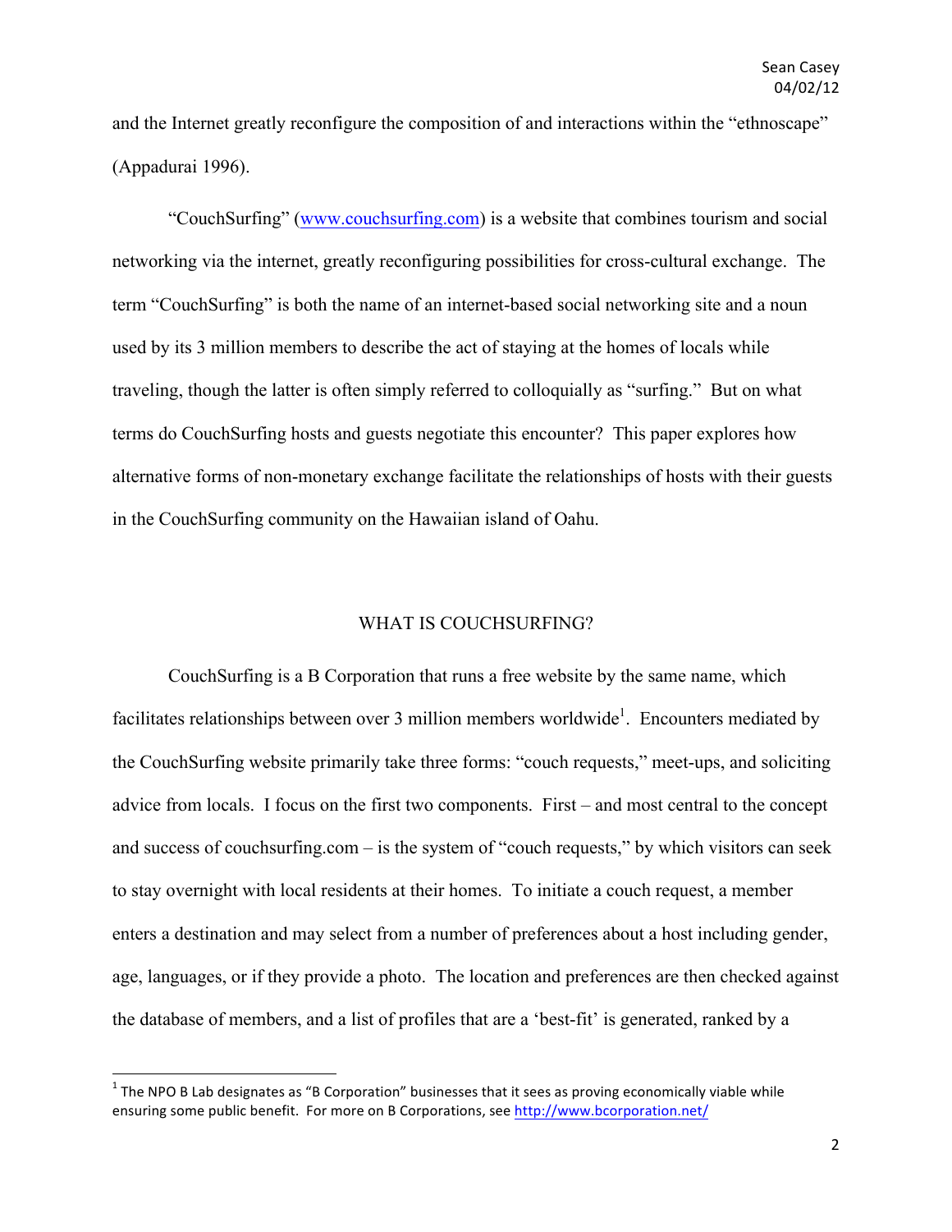and the Internet greatly reconfigure the composition of and interactions within the "ethnoscape" (Appadurai 1996).

"CouchSurfing" (www.couchsurfing.com) is a website that combines tourism and social networking via the internet, greatly reconfiguring possibilities for cross-cultural exchange. The term "CouchSurfing" is both the name of an internet-based social networking site and a noun used by its 3 million members to describe the act of staying at the homes of locals while traveling, though the latter is often simply referred to colloquially as "surfing." But on what terms do CouchSurfing hosts and guests negotiate this encounter? This paper explores how alternative forms of non-monetary exchange facilitate the relationships of hosts with their guests in the CouchSurfing community on the Hawaiian island of Oahu.

## WHAT IS COUCHSURFING?

CouchSurfing is a B Corporation that runs a free website by the same name, which facilitates relationships between over 3 million members worldwide[1]. Encounters mediated by the CouchSurfing website primarily take three forms: "couch requests," meet-ups, and soliciting advice from locals. I focus on the first two components. First – and most central to the concept and success of couchsurfing.com – is the system of "couch requests," by which visitors can seek to stay overnight with local residents at their homes. To initiate a couch request, a member enters a destination and may select from a number of preferences about a host including gender, age, languages, or if they provide a photo. The location and preferences are then checked against the database of members, and a list of profiles that are a 'best-fit' is generated, ranked by a

[1] The NPO B Lab designates as "B Corporation" businesses that it sees as proving economically viable while ensuring some public benefit. For more on B Corporations, see http://www.bcorporation.net/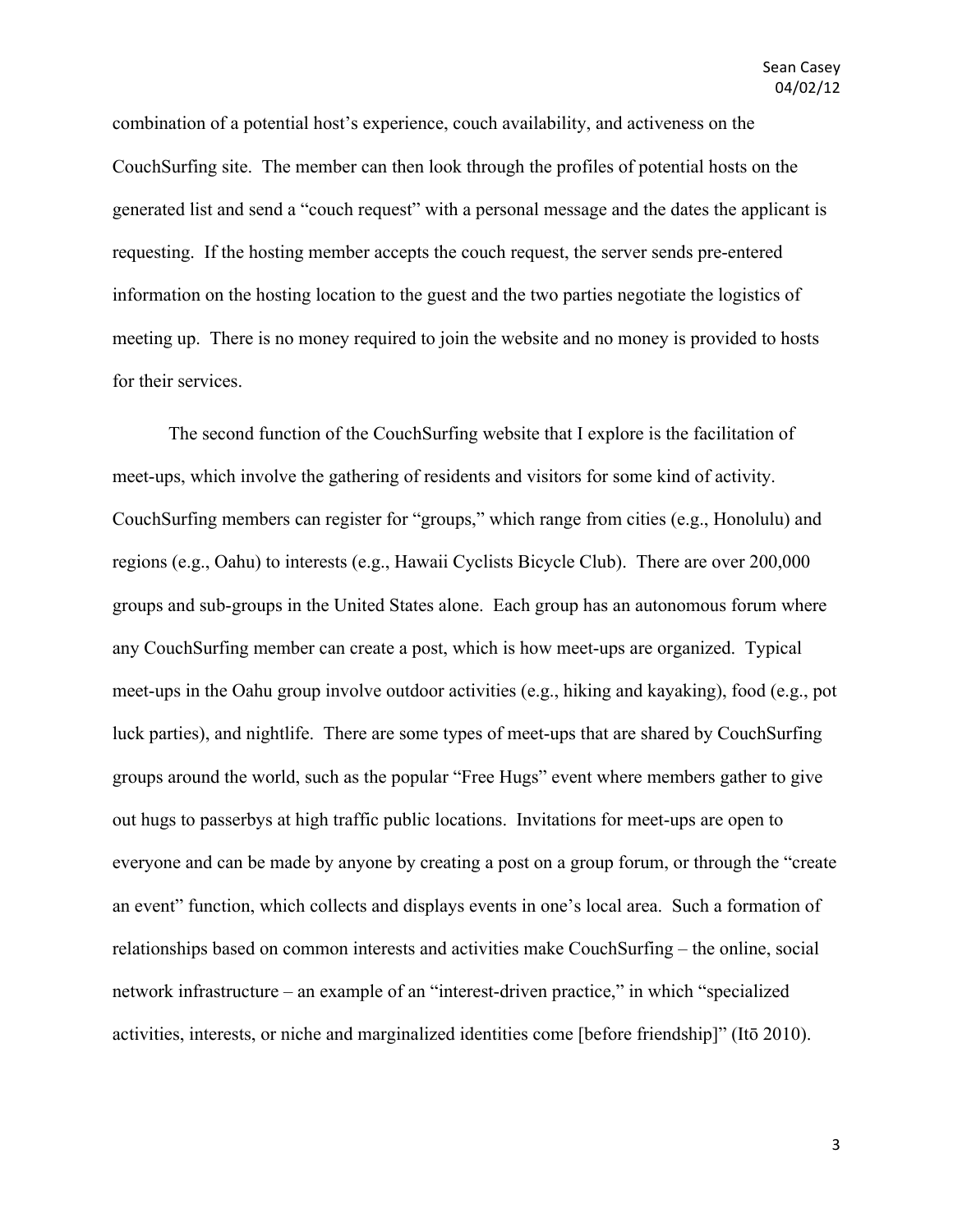combination of a potential host's experience, couch availability, and activeness on the CouchSurfing site. The member can then look through the profiles of potential hosts on the generated list and send a "couch request" with a personal message and the dates the applicant is requesting. If the hosting member accepts the couch request, the server sends pre-entered information on the hosting location to the guest and the two parties negotiate the logistics of meeting up. There is no money required to join the website and no money is provided to hosts for their services.

The second function of the CouchSurfing website that I explore is the facilitation of meet-ups, which involve the gathering of residents and visitors for some kind of activity. CouchSurfing members can register for "groups," which range from cities (e.g., Honolulu) and regions (e.g., Oahu) to interests (e.g., Hawaii Cyclists Bicycle Club). There are over 200,000 groups and sub-groups in the United States alone. Each group has an autonomous forum where any CouchSurfing member can create a post, which is how meet-ups are organized. Typical meet-ups in the Oahu group involve outdoor activities (e.g., hiking and kayaking), food (e.g., pot luck parties), and nightlife. There are some types of meet-ups that are shared by CouchSurfing groups around the world, such as the popular "Free Hugs" event where members gather to give out hugs to passerbys at high traffic public locations. Invitations for meet-ups are open to everyone and can be made by anyone by creating a post on a group forum, or through the "create an event" function, which collects and displays events in one's local area. Such a formation of relationships based on common interests and activities make CouchSurfing – the online, social network infrastructure – an example of an "interest-driven practice," in which "specialized activities, interests, or niche and marginalized identities come [before friendship]" (Itō 2010).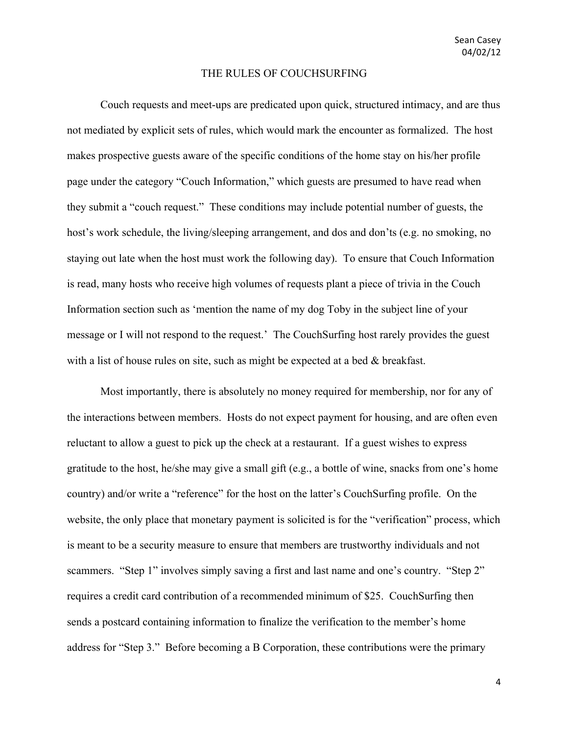# THE RULES OF COUCHSURFING

Couch requests and meet-ups are predicated upon quick, structured intimacy, and are thus not mediated by explicit sets of rules, which would mark the encounter as formalized. The host makes prospective guests aware of the specific conditions of the home stay on his/her profile page under the category "Couch Information," which guests are presumed to have read when they submit a "couch request." These conditions may include potential number of guests, the host's work schedule, the living/sleeping arrangement, and dos and don'ts (e.g. no smoking, no staying out late when the host must work the following day). To ensure that Couch Information is read, many hosts who receive high volumes of requests plant a piece of trivia in the Couch Information section such as 'mention the name of my dog Toby in the subject line of your message or I will not respond to the request.' The CouchSurfing host rarely provides the guest with a list of house rules on site, such as might be expected at a bed & breakfast.

Most importantly, there is absolutely no money required for membership, nor for any of the interactions between members. Hosts do not expect payment for housing, and are often even reluctant to allow a guest to pick up the check at a restaurant. If a guest wishes to express gratitude to the host, he/she may give a small gift (e.g., a bottle of wine, snacks from one's home country) and/or write a "reference" for the host on the latter's CouchSurfing profile. On the website, the only place that monetary payment is solicited is for the "verification" process, which is meant to be a security measure to ensure that members are trustworthy individuals and not scammers. "Step 1" involves simply saving a first and last name and one's country. "Step 2" requires a credit card contribution of a recommended minimum of $25. CouchSurfing then sends a postcard containing information to finalize the verification to the member's home address for "Step 3." Before becoming a B Corporation, these contributions were the primary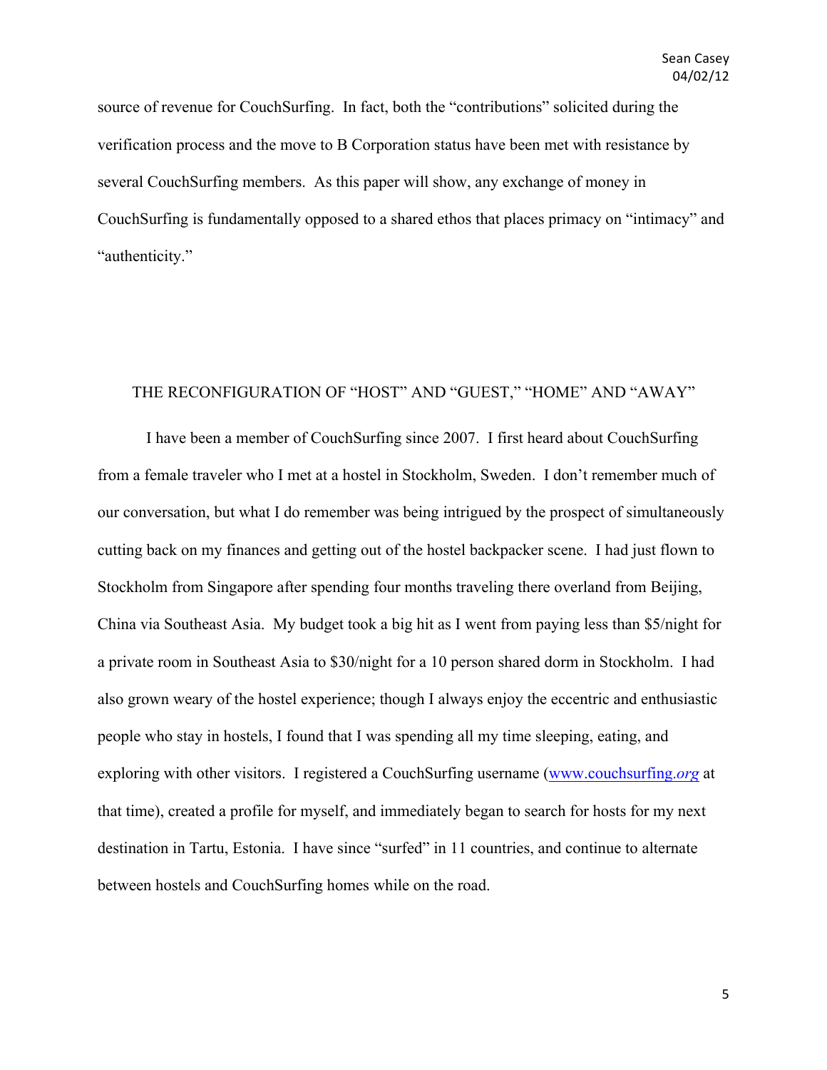source of revenue for CouchSurfing. In fact, both the "contributions" solicited during the verification process and the move to B Corporation status have been met with resistance by several CouchSurfing members. As this paper will show, any exchange of money in CouchSurfing is fundamentally opposed to a shared ethos that places primacy on "intimacy" and "authenticity."

## THE RECONFIGURATION OF "HOST" AND "GUEST," "HOME" AND "AWAY"

I have been a member of CouchSurfing since 2007. I first heard about CouchSurfing from a female traveler who I met at a hostel in Stockholm, Sweden. I don't remember much of our conversation, but what I do remember was being intrigued by the prospect of simultaneously cutting back on my finances and getting out of the hostel backpacker scene. I had just flown to Stockholm from Singapore after spending four months traveling there overland from Beijing, China via Southeast Asia. My budget took a big hit as I went from paying less than $5/night for a private room in Southeast Asia to $30/night for a 10 person shared dorm in Stockholm. I had also grown weary of the hostel experience; though I always enjoy the eccentric and enthusiastic people who stay in hostels, I found that I was spending all my time sleeping, eating, and exploring with other visitors. I registered a CouchSurfing username (www.couchsurfing.*org* at that time), created a profile for myself, and immediately began to search for hosts for my next destination in Tartu, Estonia. I have since "surfed" in 11 countries, and continue to alternate between hostels and CouchSurfing homes while on the road.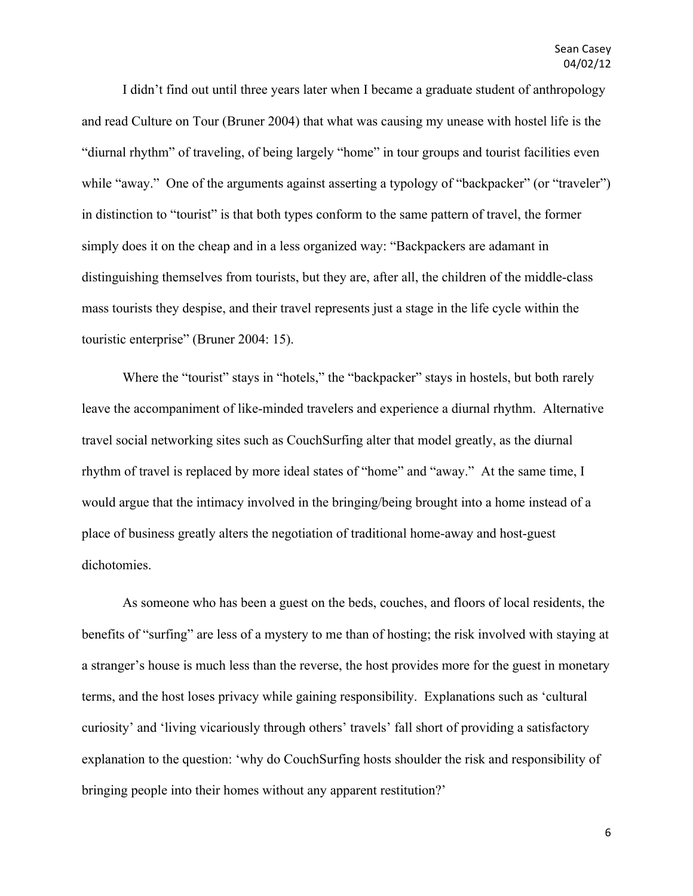I didn't find out until three years later when I became a graduate student of anthropology and read Culture on Tour (Bruner 2004) that what was causing my unease with hostel life is the "diurnal rhythm" of traveling, of being largely "home" in tour groups and tourist facilities even while "away." One of the arguments against asserting a typology of "backpacker" (or "traveler") in distinction to "tourist" is that both types conform to the same pattern of travel, the former simply does it on the cheap and in a less organized way: "Backpackers are adamant in distinguishing themselves from tourists, but they are, after all, the children of the middle-class mass tourists they despise, and their travel represents just a stage in the life cycle within the touristic enterprise" (Bruner 2004: 15).

Where the "tourist" stays in "hotels," the "backpacker" stays in hostels, but both rarely leave the accompaniment of like-minded travelers and experience a diurnal rhythm. Alternative travel social networking sites such as CouchSurfing alter that model greatly, as the diurnal rhythm of travel is replaced by more ideal states of "home" and "away." At the same time, I would argue that the intimacy involved in the bringing/being brought into a home instead of a place of business greatly alters the negotiation of traditional home-away and host-guest dichotomies.

As someone who has been a guest on the beds, couches, and floors of local residents, the benefits of "surfing" are less of a mystery to me than of hosting; the risk involved with staying at a stranger's house is much less than the reverse, the host provides more for the guest in monetary terms, and the host loses privacy while gaining responsibility. Explanations such as 'cultural curiosity' and 'living vicariously through others' travels' fall short of providing a satisfactory explanation to the question: 'why do CouchSurfing hosts shoulder the risk and responsibility of bringing people into their homes without any apparent restitution?'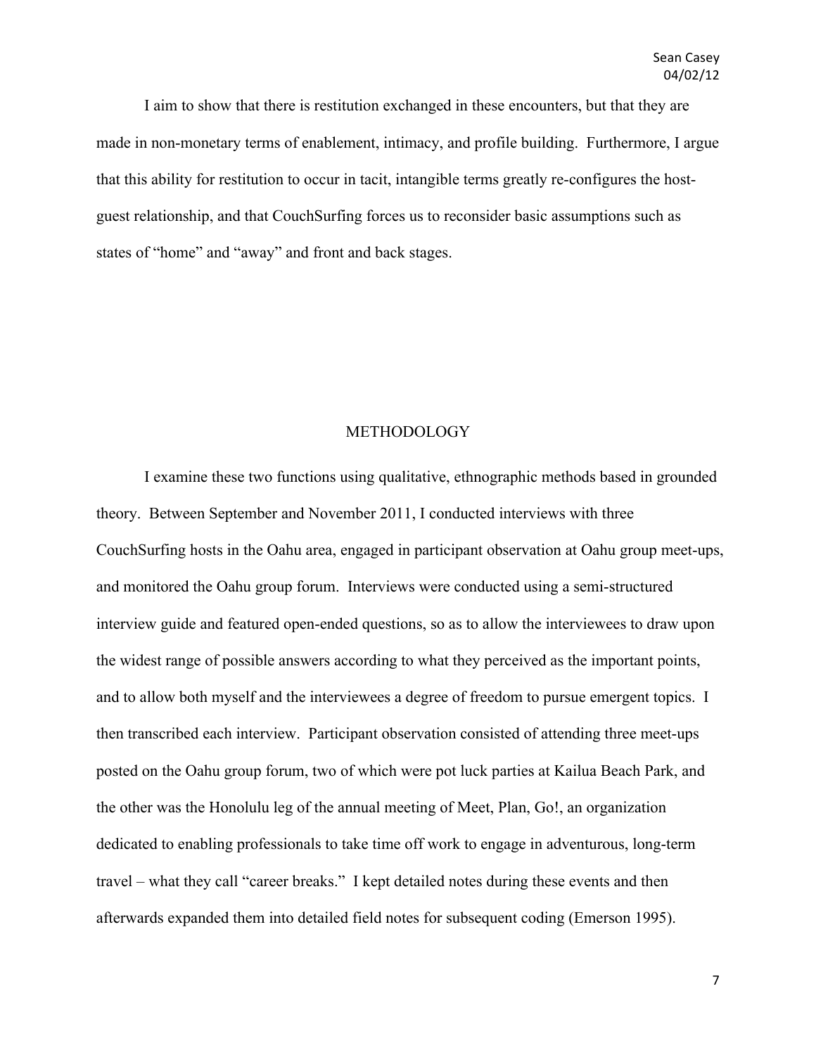I aim to show that there is restitution exchanged in these encounters, but that they are made in non-monetary terms of enablement, intimacy, and profile building. Furthermore, I argue that this ability for restitution to occur in tacit, intangible terms greatly re-configures the host-guest relationship, and that CouchSurfing forces us to reconsider basic assumptions such as states of "home" and "away" and front and back stages.

## METHODOLOGY

I examine these two functions using qualitative, ethnographic methods based in grounded theory. Between September and November 2011, I conducted interviews with three CouchSurfing hosts in the Oahu area, engaged in participant observation at Oahu group meet-ups, and monitored the Oahu group forum. Interviews were conducted using a semi-structured interview guide and featured open-ended questions, so as to allow the interviewees to draw upon the widest range of possible answers according to what they perceived as the important points, and to allow both myself and the interviewees a degree of freedom to pursue emergent topics. I then transcribed each interview. Participant observation consisted of attending three meet-ups posted on the Oahu group forum, two of which were pot luck parties at Kailua Beach Park, and the other was the Honolulu leg of the annual meeting of Meet, Plan, Go!, an organization dedicated to enabling professionals to take time off work to engage in adventurous, long-term travel – what they call "career breaks." I kept detailed notes during these events and then afterwards expanded them into detailed field notes for subsequent coding (Emerson 1995).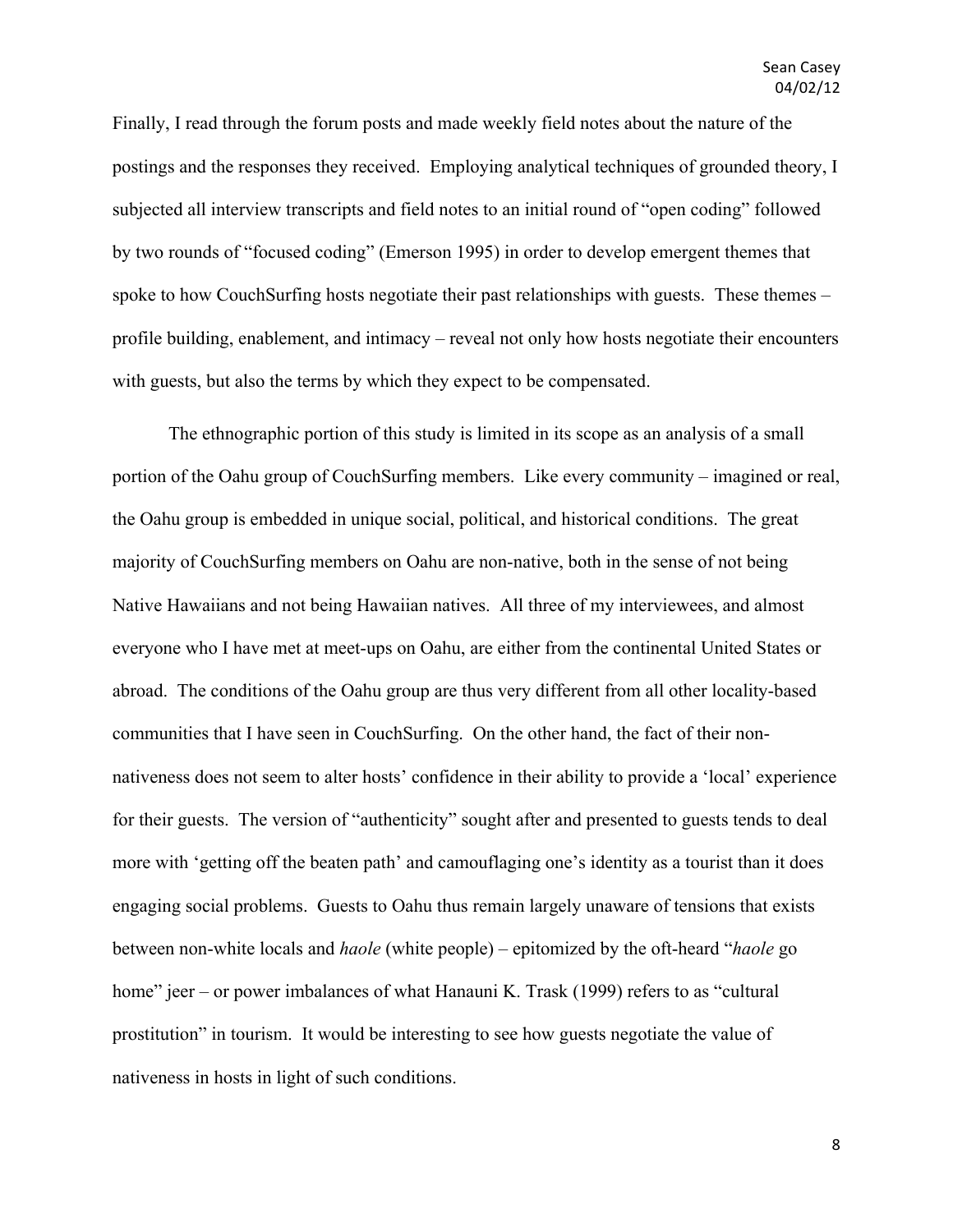Finally, I read through the forum posts and made weekly field notes about the nature of the postings and the responses they received. Employing analytical techniques of grounded theory, I subjected all interview transcripts and field notes to an initial round of "open coding" followed by two rounds of "focused coding" (Emerson 1995) in order to develop emergent themes that spoke to how CouchSurfing hosts negotiate their past relationships with guests. These themes – profile building, enablement, and intimacy – reveal not only how hosts negotiate their encounters with guests, but also the terms by which they expect to be compensated.

The ethnographic portion of this study is limited in its scope as an analysis of a small portion of the Oahu group of CouchSurfing members. Like every community – imagined or real, the Oahu group is embedded in unique social, political, and historical conditions. The great majority of CouchSurfing members on Oahu are non-native, both in the sense of not being Native Hawaiians and not being Hawaiian natives. All three of my interviewees, and almost everyone who I have met at meet-ups on Oahu, are either from the continental United States or abroad. The conditions of the Oahu group are thus very different from all other locality-based communities that I have seen in CouchSurfing. On the other hand, the fact of their non-nativeness does not seem to alter hosts' confidence in their ability to provide a 'local' experience for their guests. The version of "authenticity" sought after and presented to guests tends to deal more with 'getting off the beaten path' and camouflaging one's identity as a tourist than it does engaging social problems. Guests to Oahu thus remain largely unaware of tensions that exists between non-white locals and *haole* (white people) – epitomized by the oft-heard "*haole* go home" jeer – or power imbalances of what Hanauni K. Trask (1999) refers to as "cultural prostitution" in tourism. It would be interesting to see how guests negotiate the value of nativeness in hosts in light of such conditions.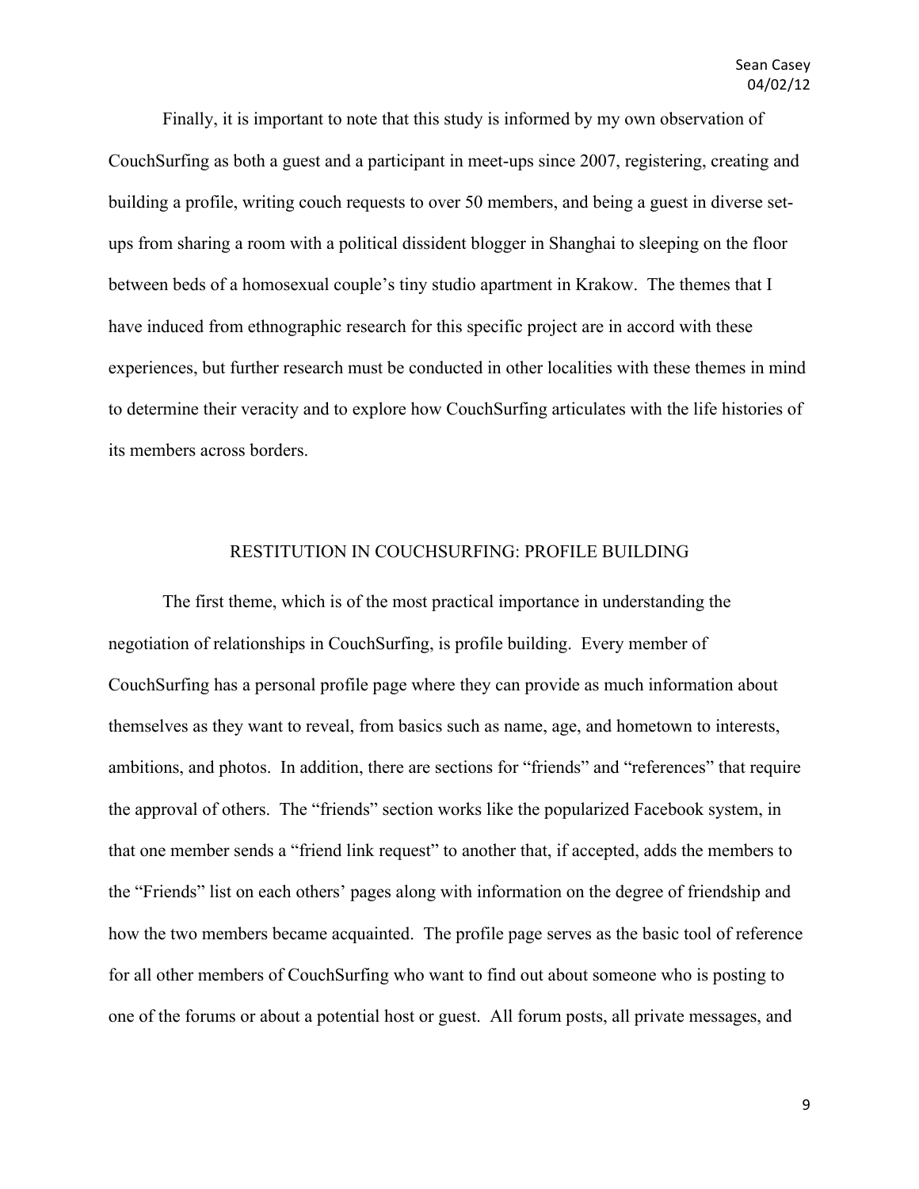Finally, it is important to note that this study is informed by my own observation of CouchSurfing as both a guest and a participant in meet-ups since 2007, registering, creating and building a profile, writing couch requests to over 50 members, and being a guest in diverse set-ups from sharing a room with a political dissident blogger in Shanghai to sleeping on the floor between beds of a homosexual couple's tiny studio apartment in Krakow. The themes that I have induced from ethnographic research for this specific project are in accord with these experiences, but further research must be conducted in other localities with these themes in mind to determine their veracity and to explore how CouchSurfing articulates with the life histories of its members across borders.

## RESTITUTION IN COUCHSURFING: PROFILE BUILDING

The first theme, which is of the most practical importance in understanding the negotiation of relationships in CouchSurfing, is profile building. Every member of CouchSurfing has a personal profile page where they can provide as much information about themselves as they want to reveal, from basics such as name, age, and hometown to interests, ambitions, and photos. In addition, there are sections for "friends" and "references" that require the approval of others. The "friends" section works like the popularized Facebook system, in that one member sends a "friend link request" to another that, if accepted, adds the members to the "Friends" list on each others' pages along with information on the degree of friendship and how the two members became acquainted. The profile page serves as the basic tool of reference for all other members of CouchSurfing who want to find out about someone who is posting to one of the forums or about a potential host or guest. All forum posts, all private messages, and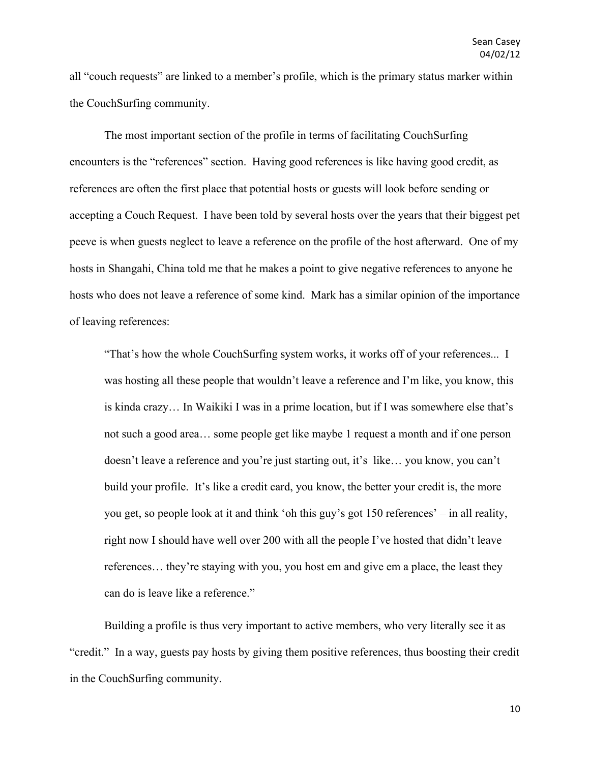all "couch requests" are linked to a member's profile, which is the primary status marker within the CouchSurfing community.

The most important section of the profile in terms of facilitating CouchSurfing encounters is the "references" section. Having good references is like having good credit, as references are often the first place that potential hosts or guests will look before sending or accepting a Couch Request. I have been told by several hosts over the years that their biggest pet peeve is when guests neglect to leave a reference on the profile of the host afterward. One of my hosts in Shangahi, China told me that he makes a point to give negative references to anyone he hosts who does not leave a reference of some kind. Mark has a similar opinion of the importance of leaving references:

> "That's how the whole CouchSurfing system works, it works off of your references... I was hosting all these people that wouldn't leave a reference and I'm like, you know, this is kinda crazy… In Waikiki I was in a prime location, but if I was somewhere else that's not such a good area… some people get like maybe 1 request a month and if one person doesn't leave a reference and you're just starting out, it's like… you know, you can't build your profile. It's like a credit card, you know, the better your credit is, the more you get, so people look at it and think 'oh this guy's got 150 references' – in all reality, right now I should have well over 200 with all the people I've hosted that didn't leave references… they're staying with you, you host em and give em a place, the least they can do is leave like a reference."

Building a profile is thus very important to active members, who very literally see it as "credit." In a way, guests pay hosts by giving them positive references, thus boosting their credit in the CouchSurfing community.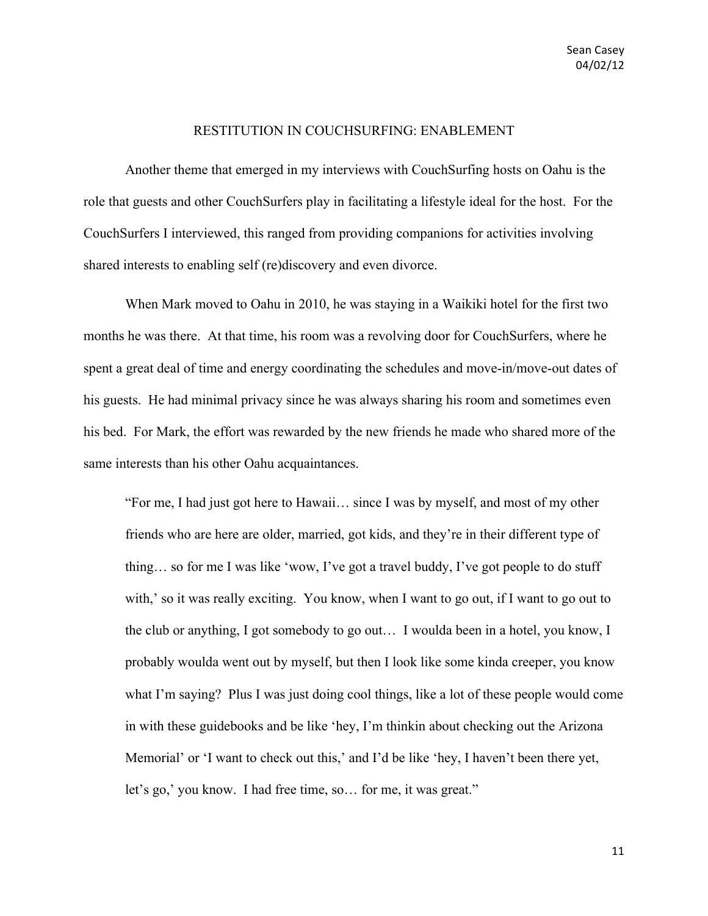## RESTITUTION IN COUCHSURFING: ENABLEMENT

Another theme that emerged in my interviews with CouchSurfing hosts on Oahu is the role that guests and other CouchSurfers play in facilitating a lifestyle ideal for the host. For the CouchSurfers I interviewed, this ranged from providing companions for activities involving shared interests to enabling self (re)discovery and even divorce.

When Mark moved to Oahu in 2010, he was staying in a Waikiki hotel for the first two months he was there. At that time, his room was a revolving door for CouchSurfers, where he spent a great deal of time and energy coordinating the schedules and move-in/move-out dates of his guests. He had minimal privacy since he was always sharing his room and sometimes even his bed. For Mark, the effort was rewarded by the new friends he made who shared more of the same interests than his other Oahu acquaintances.

> "For me, I had just got here to Hawaii… since I was by myself, and most of my other friends who are here are older, married, got kids, and they're in their different type of thing… so for me I was like 'wow, I've got a travel buddy, I've got people to do stuff with,' so it was really exciting. You know, when I want to go out, if I want to go out to the club or anything, I got somebody to go out… I woulda been in a hotel, you know, I probably woulda went out by myself, but then I look like some kinda creeper, you know what I'm saying? Plus I was just doing cool things, like a lot of these people would come in with these guidebooks and be like 'hey, I'm thinkin about checking out the Arizona Memorial' or 'I want to check out this,' and I'd be like 'hey, I haven't been there yet, let's go,' you know. I had free time, so… for me, it was great."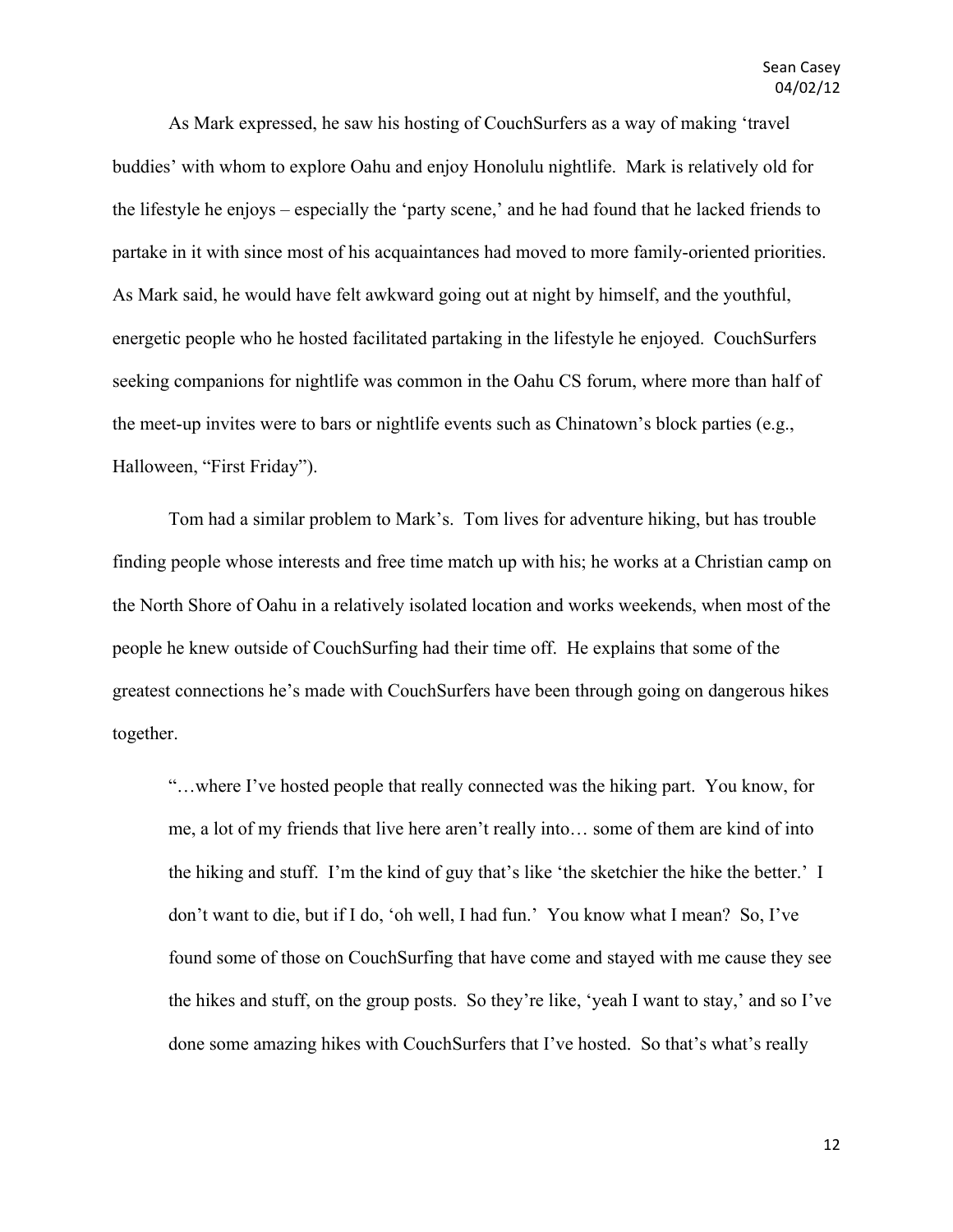As Mark expressed, he saw his hosting of CouchSurfers as a way of making 'travel buddies' with whom to explore Oahu and enjoy Honolulu nightlife. Mark is relatively old for the lifestyle he enjoys – especially the 'party scene,' and he had found that he lacked friends to partake in it with since most of his acquaintances had moved to more family-oriented priorities. As Mark said, he would have felt awkward going out at night by himself, and the youthful, energetic people who he hosted facilitated partaking in the lifestyle he enjoyed. CouchSurfers seeking companions for nightlife was common in the Oahu CS forum, where more than half of the meet-up invites were to bars or nightlife events such as Chinatown's block parties (e.g., Halloween, "First Friday").

Tom had a similar problem to Mark's. Tom lives for adventure hiking, but has trouble finding people whose interests and free time match up with his; he works at a Christian camp on the North Shore of Oahu in a relatively isolated location and works weekends, when most of the people he knew outside of CouchSurfing had their time off. He explains that some of the greatest connections he's made with CouchSurfers have been through going on dangerous hikes together.

> "…where I've hosted people that really connected was the hiking part. You know, for me, a lot of my friends that live here aren't really into… some of them are kind of into the hiking and stuff. I'm the kind of guy that's like 'the sketchier the hike the better.' I don't want to die, but if I do, 'oh well, I had fun.' You know what I mean? So, I've found some of those on CouchSurfing that have come and stayed with me cause they see the hikes and stuff, on the group posts. So they're like, 'yeah I want to stay,' and so I've done some amazing hikes with CouchSurfers that I've hosted. So that's what's really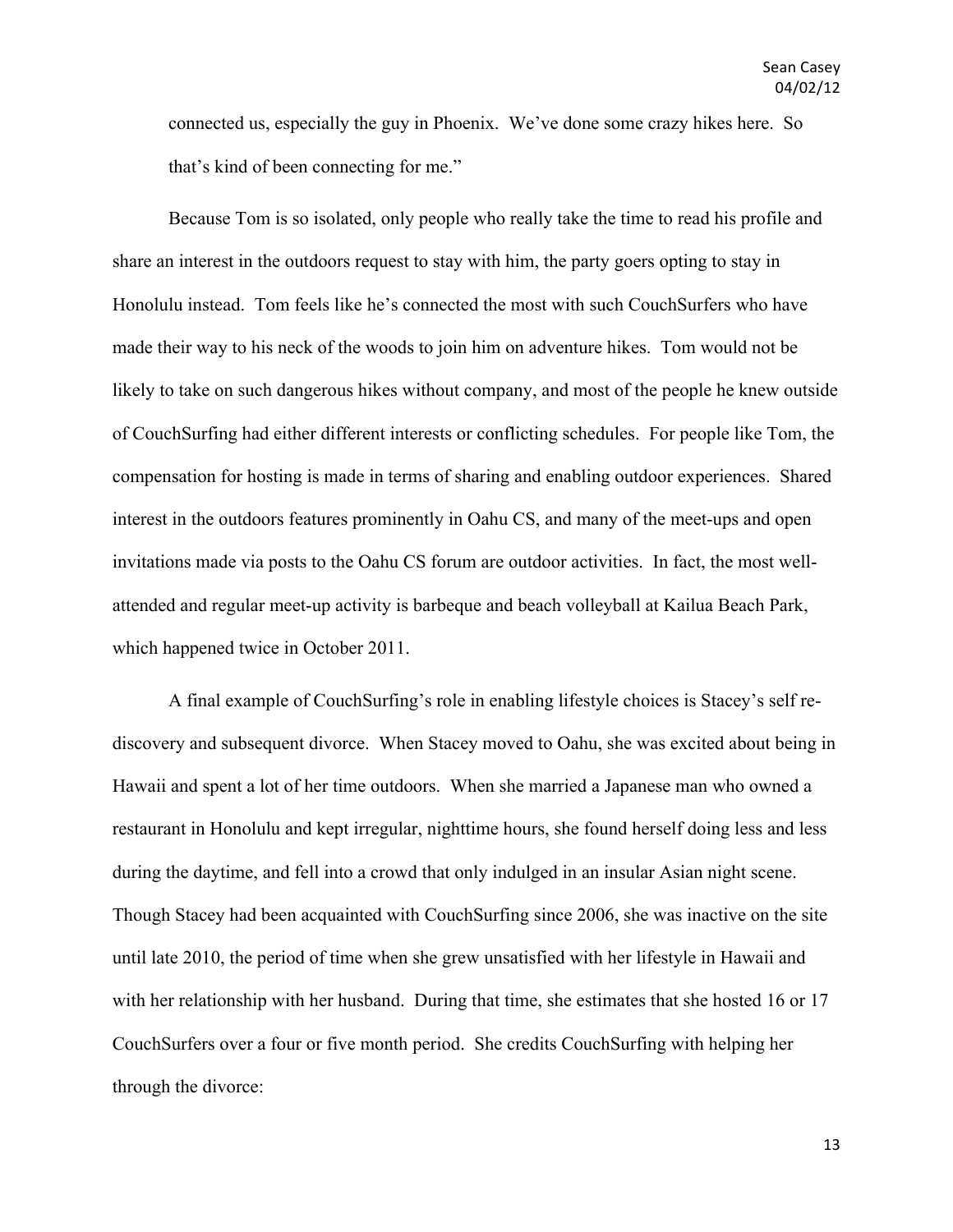connected us, especially the guy in Phoenix. We've done some crazy hikes here. So that's kind of been connecting for me."

Because Tom is so isolated, only people who really take the time to read his profile and share an interest in the outdoors request to stay with him, the party goers opting to stay in Honolulu instead. Tom feels like he's connected the most with such CouchSurfers who have made their way to his neck of the woods to join him on adventure hikes. Tom would not be likely to take on such dangerous hikes without company, and most of the people he knew outside of CouchSurfing had either different interests or conflicting schedules. For people like Tom, the compensation for hosting is made in terms of sharing and enabling outdoor experiences. Shared interest in the outdoors features prominently in Oahu CS, and many of the meet-ups and open invitations made via posts to the Oahu CS forum are outdoor activities. In fact, the most well-attended and regular meet-up activity is barbeque and beach volleyball at Kailua Beach Park, which happened twice in October 2011.

A final example of CouchSurfing's role in enabling lifestyle choices is Stacey's self re-discovery and subsequent divorce. When Stacey moved to Oahu, she was excited about being in Hawaii and spent a lot of her time outdoors. When she married a Japanese man who owned a restaurant in Honolulu and kept irregular, nighttime hours, she found herself doing less and less during the daytime, and fell into a crowd that only indulged in an insular Asian night scene. Though Stacey had been acquainted with CouchSurfing since 2006, she was inactive on the site until late 2010, the period of time when she grew unsatisfied with her lifestyle in Hawaii and with her relationship with her husband. During that time, she estimates that she hosted 16 or 17 CouchSurfers over a four or five month period. She credits CouchSurfing with helping her through the divorce: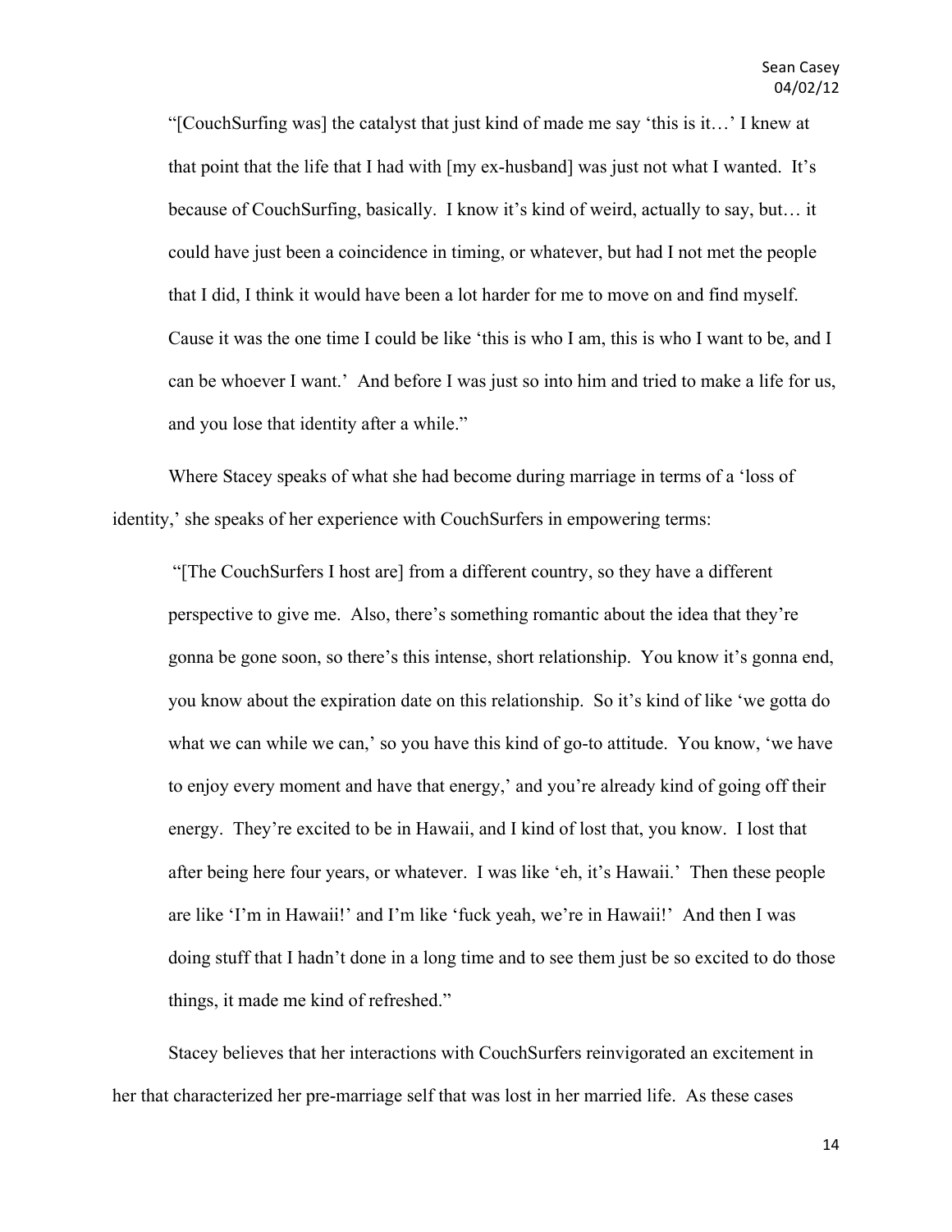> “[CouchSurfing was] the catalyst that just kind of made me say ‘this is it…’ I knew at that point that the life that I had with [my ex-husband] was just not what I wanted. It’s because of CouchSurfing, basically. I know it’s kind of weird, actually to say, but… it could have just been a coincidence in timing, or whatever, but had I not met the people that I did, I think it would have been a lot harder for me to move on and find myself. Cause it was the one time I could be like ‘this is who I am, this is who I want to be, and I can be whoever I want.’ And before I was just so into him and tried to make a life for us, and you lose that identity after a while.”

Where Stacey speaks of what she had become during marriage in terms of a ‘loss of identity,’ she speaks of her experience with CouchSurfers in empowering terms:

> “[The CouchSurfers I host are] from a different country, so they have a different perspective to give me. Also, there’s something romantic about the idea that they’re gonna be gone soon, so there’s this intense, short relationship. You know it’s gonna end, you know about the expiration date on this relationship. So it’s kind of like ‘we gotta do what we can while we can,’ so you have this kind of go-to attitude. You know, ‘we have to enjoy every moment and have that energy,’ and you’re already kind of going off their energy. They’re excited to be in Hawaii, and I kind of lost that, you know. I lost that after being here four years, or whatever. I was like ‘eh, it’s Hawaii.’ Then these people are like ‘I’m in Hawaii!’ and I’m like ‘fuck yeah, we’re in Hawaii!’ And then I was doing stuff that I hadn’t done in a long time and to see them just be so excited to do those things, it made me kind of refreshed.”

Stacey believes that her interactions with CouchSurfers reinvigorated an excitement in her that characterized her pre-marriage self that was lost in her married life. As these cases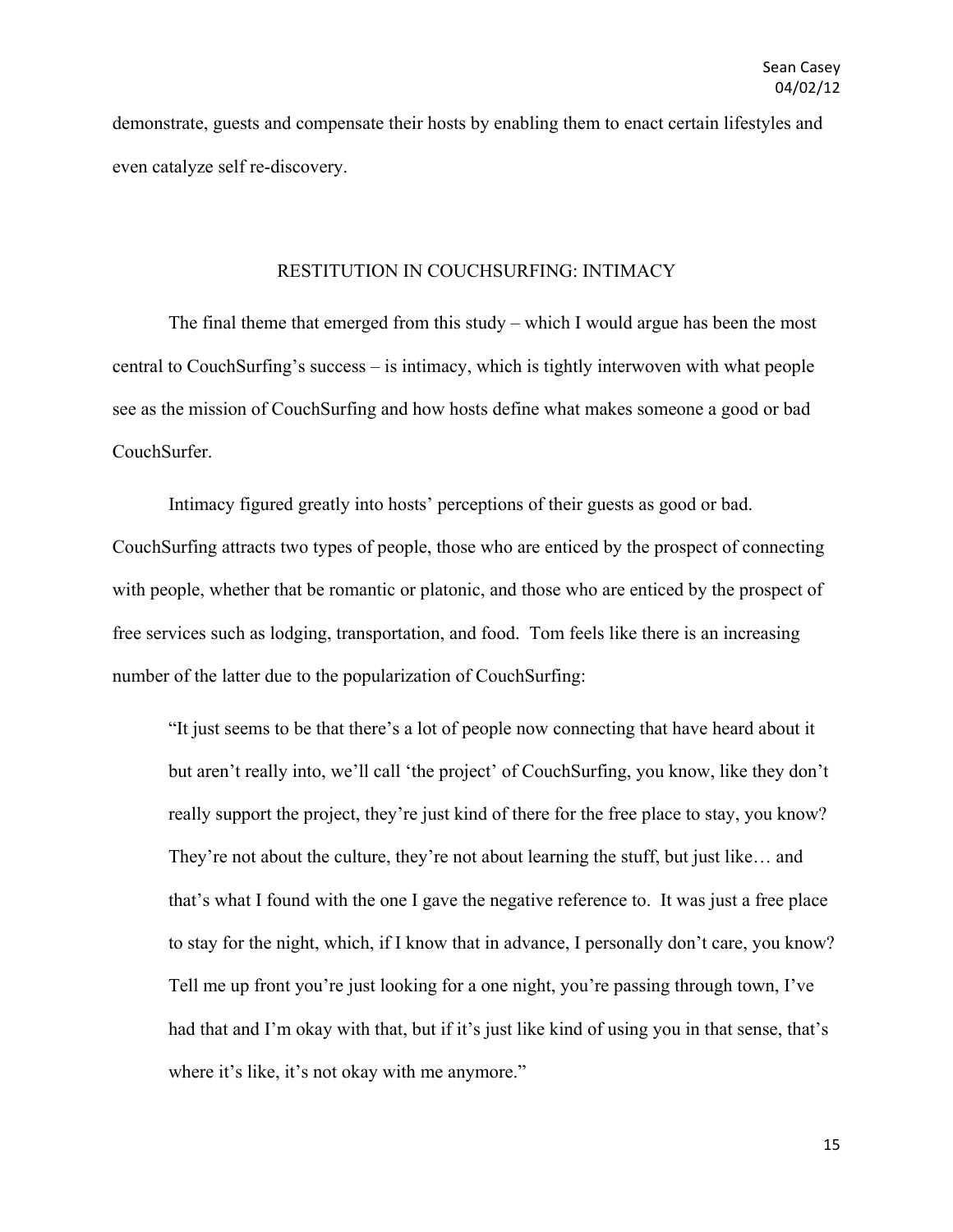demonstrate, guests and compensate their hosts by enabling them to enact certain lifestyles and even catalyze self re-discovery.

## RESTITUTION IN COUCHSURFING: INTIMACY

The final theme that emerged from this study – which I would argue has been the most central to CouchSurfing's success – is intimacy, which is tightly interwoven with what people see as the mission of CouchSurfing and how hosts define what makes someone a good or bad CouchSurfer.

Intimacy figured greatly into hosts' perceptions of their guests as good or bad. CouchSurfing attracts two types of people, those who are enticed by the prospect of connecting with people, whether that be romantic or platonic, and those who are enticed by the prospect of free services such as lodging, transportation, and food. Tom feels like there is an increasing number of the latter due to the popularization of CouchSurfing:

> "It just seems to be that there's a lot of people now connecting that have heard about it but aren't really into, we'll call 'the project' of CouchSurfing, you know, like they don't really support the project, they're just kind of there for the free place to stay, you know? They're not about the culture, they're not about learning the stuff, but just like… and that's what I found with the one I gave the negative reference to. It was just a free place to stay for the night, which, if I know that in advance, I personally don't care, you know? Tell me up front you're just looking for a one night, you're passing through town, I've had that and I'm okay with that, but if it's just like kind of using you in that sense, that's where it's like, it's not okay with me anymore."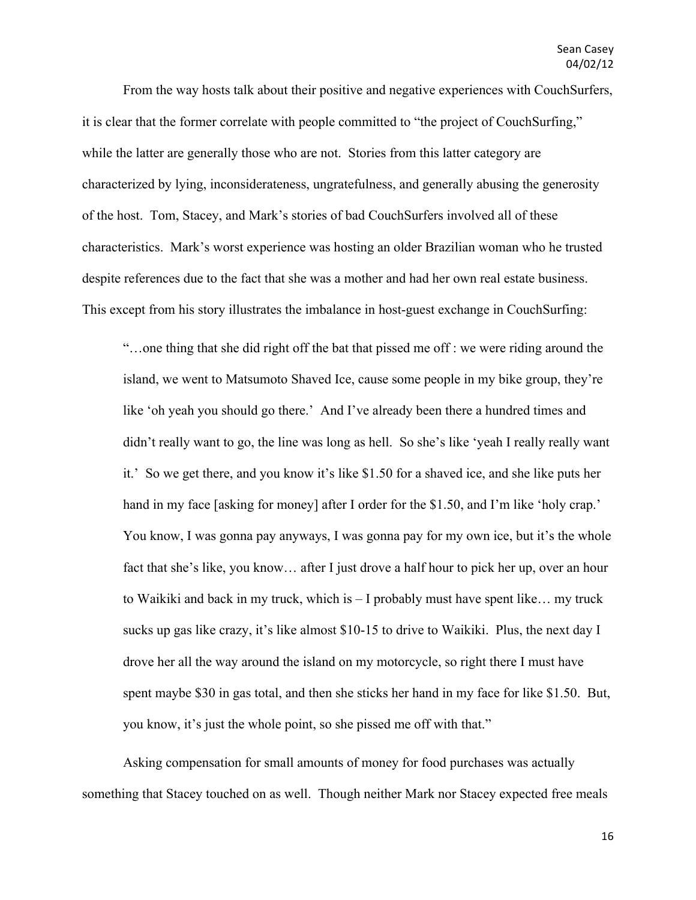From the way hosts talk about their positive and negative experiences with CouchSurfers, it is clear that the former correlate with people committed to "the project of CouchSurfing," while the latter are generally those who are not. Stories from this latter category are characterized by lying, inconsiderateness, ungratefulness, and generally abusing the generosity of the host. Tom, Stacey, and Mark's stories of bad CouchSurfers involved all of these characteristics. Mark's worst experience was hosting an older Brazilian woman who he trusted despite references due to the fact that she was a mother and had her own real estate business. This except from his story illustrates the imbalance in host-guest exchange in CouchSurfing:

> "…one thing that she did right off the bat that pissed me off : we were riding around the island, we went to Matsumoto Shaved Ice, cause some people in my bike group, they're like 'oh yeah you should go there.' And I've already been there a hundred times and didn't really want to go, the line was long as hell. So she's like 'yeah I really really want it.' So we get there, and you know it's like $1.50 for a shaved ice, and she like puts her hand in my face [asking for money] after I order for the $1.50, and I'm like 'holy crap.' You know, I was gonna pay anyways, I was gonna pay for my own ice, but it's the whole fact that she's like, you know… after I just drove a half hour to pick her up, over an hour to Waikiki and back in my truck, which is – I probably must have spent like… my truck sucks up gas like crazy, it's like almost $10-15 to drive to Waikiki. Plus, the next day I drove her all the way around the island on my motorcycle, so right there I must have spent maybe $30 in gas total, and then she sticks her hand in my face for like $1.50. But, you know, it's just the whole point, so she pissed me off with that."

Asking compensation for small amounts of money for food purchases was actually something that Stacey touched on as well. Though neither Mark nor Stacey expected free meals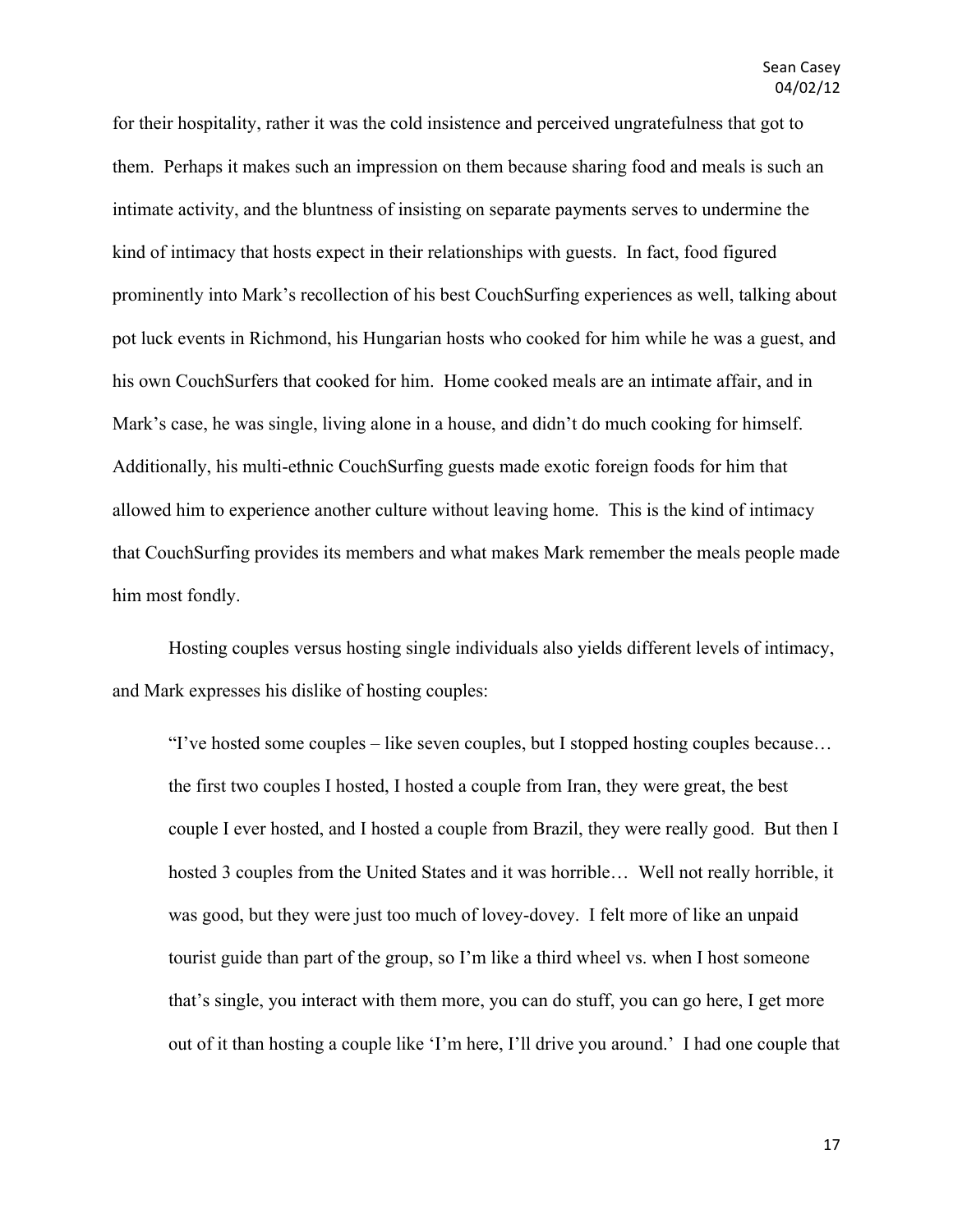for their hospitality, rather it was the cold insistence and perceived ungratefulness that got to them. Perhaps it makes such an impression on them because sharing food and meals is such an intimate activity, and the bluntness of insisting on separate payments serves to undermine the kind of intimacy that hosts expect in their relationships with guests. In fact, food figured prominently into Mark's recollection of his best CouchSurfing experiences as well, talking about pot luck events in Richmond, his Hungarian hosts who cooked for him while he was a guest, and his own CouchSurfers that cooked for him. Home cooked meals are an intimate affair, and in Mark's case, he was single, living alone in a house, and didn't do much cooking for himself. Additionally, his multi-ethnic CouchSurfing guests made exotic foreign foods for him that allowed him to experience another culture without leaving home. This is the kind of intimacy that CouchSurfing provides its members and what makes Mark remember the meals people made him most fondly.

Hosting couples versus hosting single individuals also yields different levels of intimacy, and Mark expresses his dislike of hosting couples:

> "I've hosted some couples – like seven couples, but I stopped hosting couples because… the first two couples I hosted, I hosted a couple from Iran, they were great, the best couple I ever hosted, and I hosted a couple from Brazil, they were really good. But then I hosted 3 couples from the United States and it was horrible… Well not really horrible, it was good, but they were just too much of lovey-dovey. I felt more of like an unpaid tourist guide than part of the group, so I'm like a third wheel vs. when I host someone that's single, you interact with them more, you can do stuff, you can go here, I get more out of it than hosting a couple like 'I'm here, I'll drive you around.' I had one couple that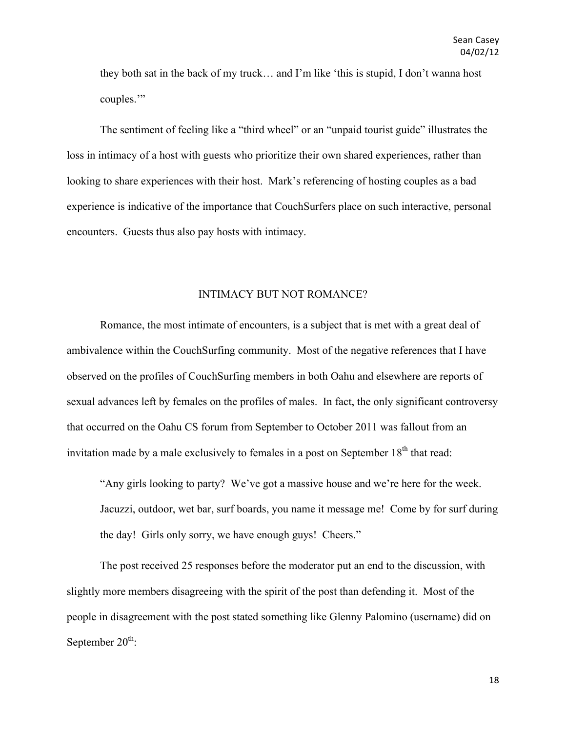they both sat in the back of my truck… and I'm like 'this is stupid, I don't wanna host couples.'"

The sentiment of feeling like a "third wheel" or an "unpaid tourist guide" illustrates the loss in intimacy of a host with guests who prioritize their own shared experiences, rather than looking to share experiences with their host. Mark's referencing of hosting couples as a bad experience is indicative of the importance that CouchSurfers place on such interactive, personal encounters. Guests thus also pay hosts with intimacy.

## INTIMACY BUT NOT ROMANCE?

Romance, the most intimate of encounters, is a subject that is met with a great deal of ambivalence within the CouchSurfing community. Most of the negative references that I have observed on the profiles of CouchSurfing members in both Oahu and elsewhere are reports of sexual advances left by females on the profiles of males. In fact, the only significant controversy that occurred on the Oahu CS forum from September to October 2011 was fallout from an invitation made by a male exclusively to females in a post on September 18th that read:

> "Any girls looking to party? We've got a massive house and we're here for the week. Jacuzzi, outdoor, wet bar, surf boards, you name it message me! Come by for surf during the day! Girls only sorry, we have enough guys! Cheers."

The post received 25 responses before the moderator put an end to the discussion, with slightly more members disagreeing with the spirit of the post than defending it. Most of the people in disagreement with the post stated something like Glenny Palomino (username) did on September 20th: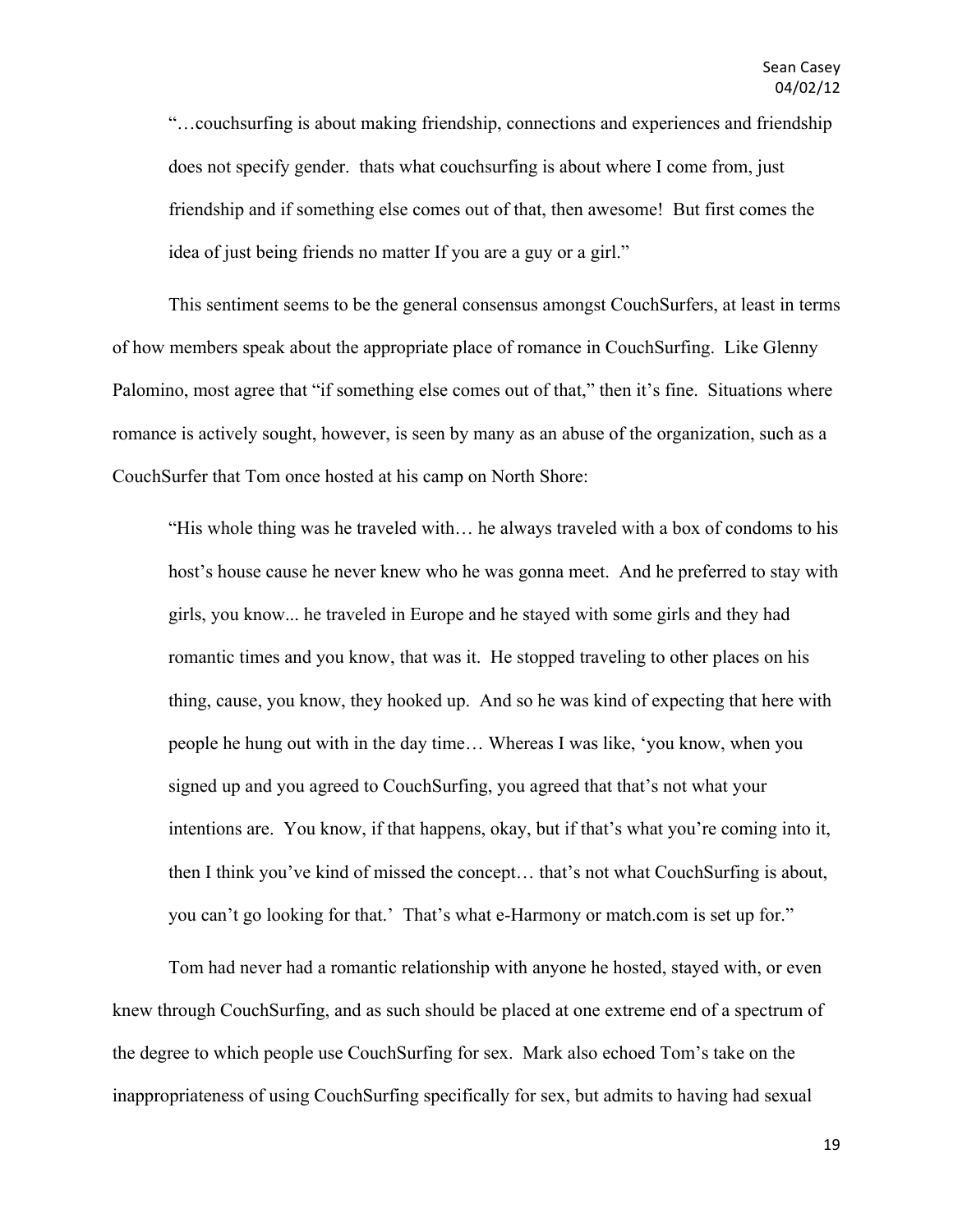> "…couchsurfing is about making friendship, connections and experiences and friendship does not specify gender. thats what couchsurfing is about where I come from, just friendship and if something else comes out of that, then awesome! But first comes the idea of just being friends no matter If you are a guy or a girl."

This sentiment seems to be the general consensus amongst CouchSurfers, at least in terms of how members speak about the appropriate place of romance in CouchSurfing. Like Glenny Palomino, most agree that "if something else comes out of that," then it's fine. Situations where romance is actively sought, however, is seen by many as an abuse of the organization, such as a CouchSurfer that Tom once hosted at his camp on North Shore:

> "His whole thing was he traveled with… he always traveled with a box of condoms to his host's house cause he never knew who he was gonna meet. And he preferred to stay with girls, you know... he traveled in Europe and he stayed with some girls and they had romantic times and you know, that was it. He stopped traveling to other places on his thing, cause, you know, they hooked up. And so he was kind of expecting that here with people he hung out with in the day time… Whereas I was like, 'you know, when you signed up and you agreed to CouchSurfing, you agreed that that's not what your intentions are. You know, if that happens, okay, but if that's what you're coming into it, then I think you've kind of missed the concept… that's not what CouchSurfing is about, you can't go looking for that.' That's what e-Harmony or match.com is set up for."

Tom had never had a romantic relationship with anyone he hosted, stayed with, or even knew through CouchSurfing, and as such should be placed at one extreme end of a spectrum of the degree to which people use CouchSurfing for sex. Mark also echoed Tom's take on the inappropriateness of using CouchSurfing specifically for sex, but admits to having had sexual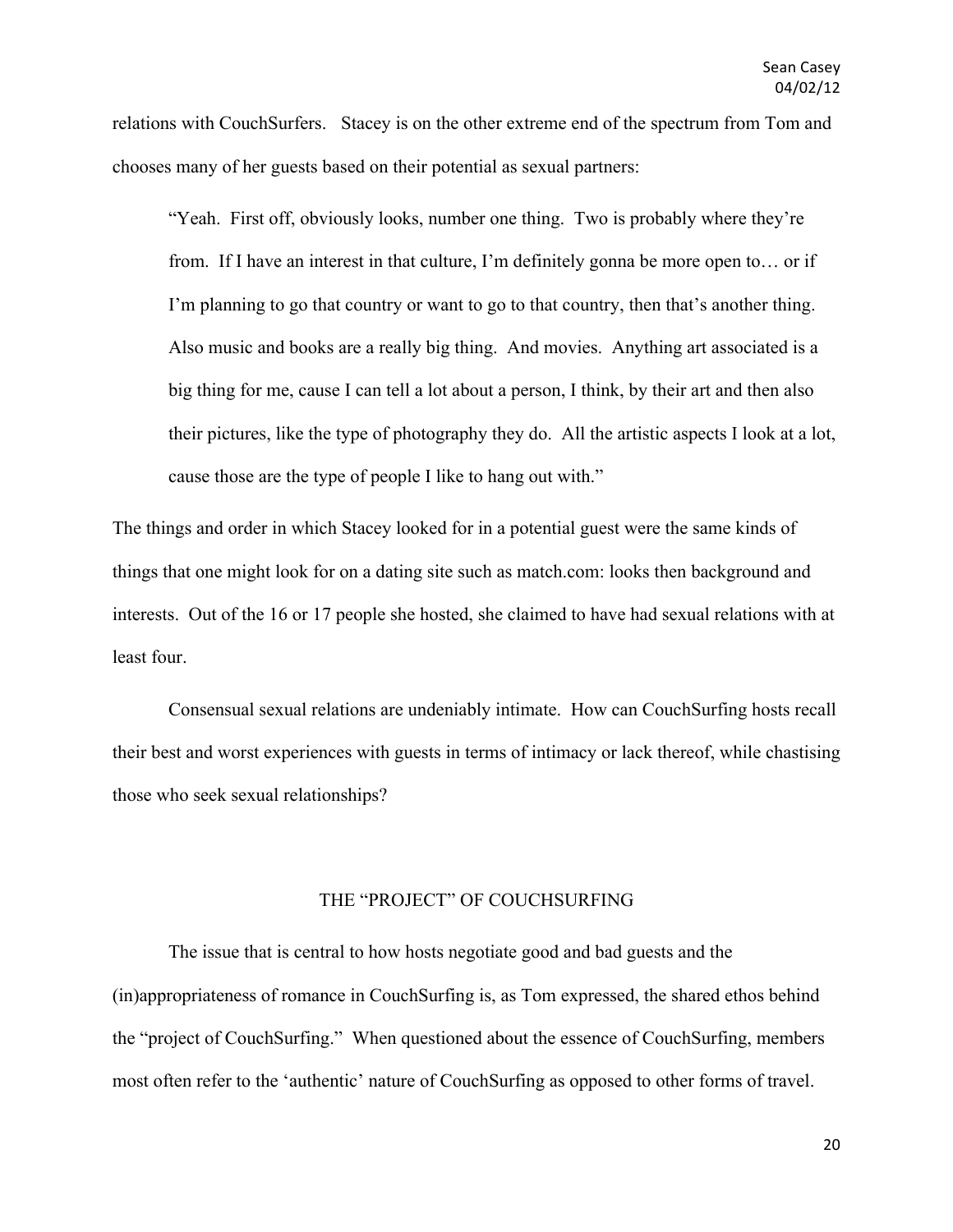relations with CouchSurfers. Stacey is on the other extreme end of the spectrum from Tom and chooses many of her guests based on their potential as sexual partners:

> "Yeah. First off, obviously looks, number one thing. Two is probably where they're from. If I have an interest in that culture, I'm definitely gonna be more open to… or if I'm planning to go that country or want to go to that country, then that's another thing. Also music and books are a really big thing. And movies. Anything art associated is a big thing for me, cause I can tell a lot about a person, I think, by their art and then also their pictures, like the type of photography they do. All the artistic aspects I look at a lot, cause those are the type of people I like to hang out with."

The things and order in which Stacey looked for in a potential guest were the same kinds of things that one might look for on a dating site such as match.com: looks then background and interests. Out of the 16 or 17 people she hosted, she claimed to have had sexual relations with at least four.

Consensual sexual relations are undeniably intimate. How can CouchSurfing hosts recall their best and worst experiences with guests in terms of intimacy or lack thereof, while chastising those who seek sexual relationships?

## THE "PROJECT" OF COUCHSURFING

The issue that is central to how hosts negotiate good and bad guests and the (in)appropriateness of romance in CouchSurfing is, as Tom expressed, the shared ethos behind the "project of CouchSurfing." When questioned about the essence of CouchSurfing, members most often refer to the 'authentic' nature of CouchSurfing as opposed to other forms of travel.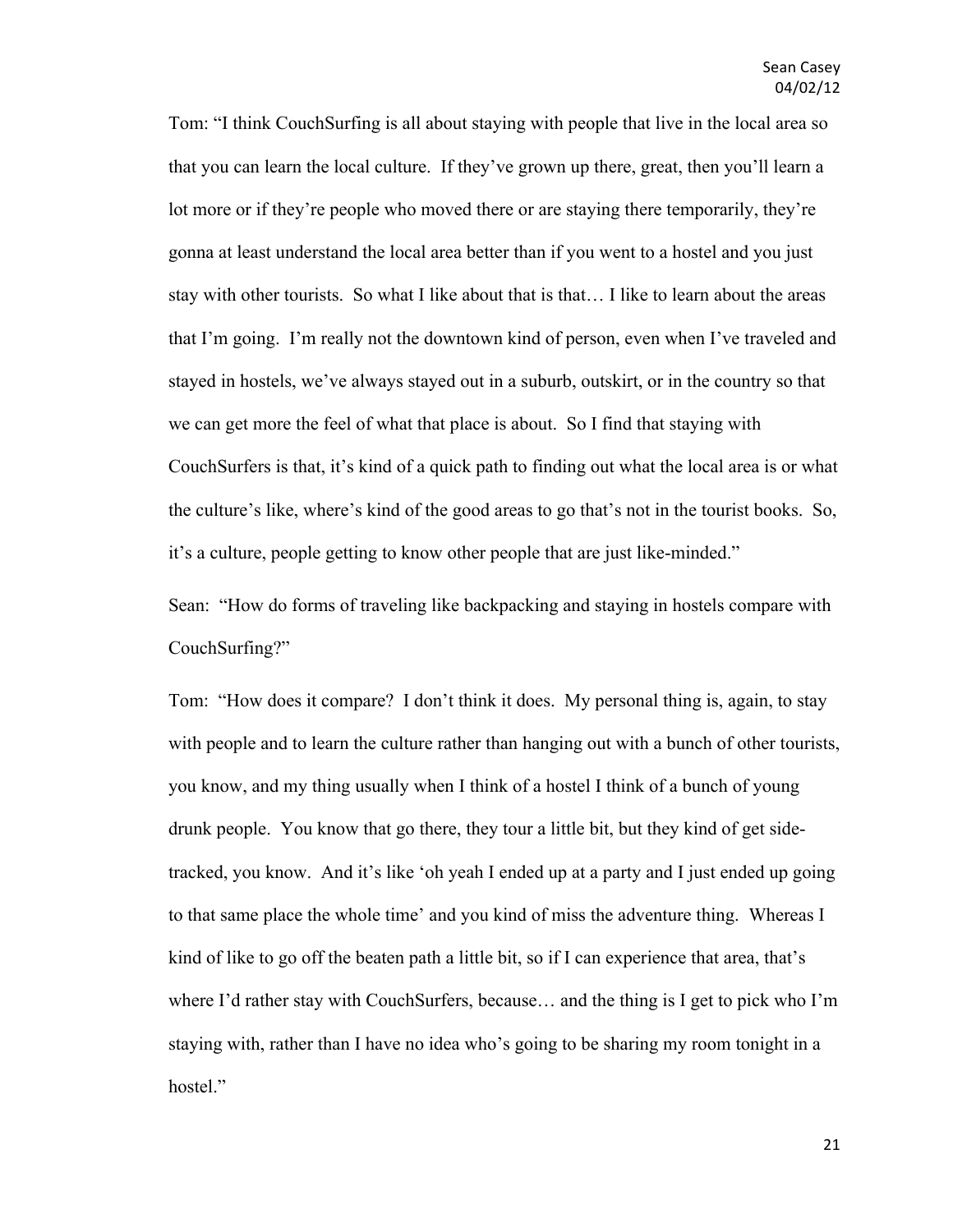Tom: "I think CouchSurfing is all about staying with people that live in the local area so that you can learn the local culture. If they've grown up there, great, then you'll learn a lot more or if they're people who moved there or are staying there temporarily, they're gonna at least understand the local area better than if you went to a hostel and you just stay with other tourists. So what I like about that is that… I like to learn about the areas that I'm going. I'm really not the downtown kind of person, even when I've traveled and stayed in hostels, we've always stayed out in a suburb, outskirt, or in the country so that we can get more the feel of what that place is about. So I find that staying with CouchSurfers is that, it's kind of a quick path to finding out what the local area is or what the culture's like, where's kind of the good areas to go that's not in the tourist books. So, it's a culture, people getting to know other people that are just like-minded."

Sean: "How do forms of traveling like backpacking and staying in hostels compare with CouchSurfing?"

Tom: "How does it compare? I don't think it does. My personal thing is, again, to stay with people and to learn the culture rather than hanging out with a bunch of other tourists, you know, and my thing usually when I think of a hostel I think of a bunch of young drunk people. You know that go there, they tour a little bit, but they kind of get side-tracked, you know. And it's like 'oh yeah I ended up at a party and I just ended up going to that same place the whole time' and you kind of miss the adventure thing. Whereas I kind of like to go off the beaten path a little bit, so if I can experience that area, that's where I'd rather stay with CouchSurfers, because… and the thing is I get to pick who I'm staying with, rather than I have no idea who's going to be sharing my room tonight in a hostel."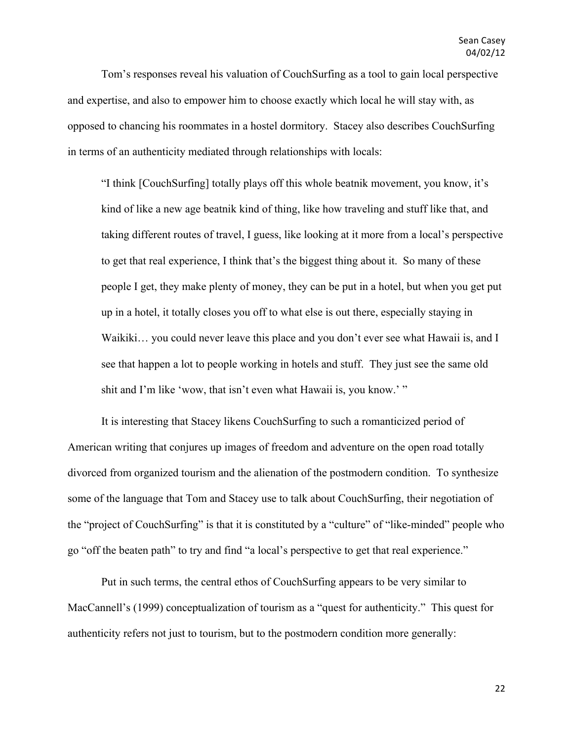Tom's responses reveal his valuation of CouchSurfing as a tool to gain local perspective and expertise, and also to empower him to choose exactly which local he will stay with, as opposed to chancing his roommates in a hostel dormitory. Stacey also describes CouchSurfing in terms of an authenticity mediated through relationships with locals:

> "I think [CouchSurfing] totally plays off this whole beatnik movement, you know, it's kind of like a new age beatnik kind of thing, like how traveling and stuff like that, and taking different routes of travel, I guess, like looking at it more from a local's perspective to get that real experience, I think that's the biggest thing about it. So many of these people I get, they make plenty of money, they can be put in a hotel, but when you get put up in a hotel, it totally closes you off to what else is out there, especially staying in Waikiki… you could never leave this place and you don't ever see what Hawaii is, and I see that happen a lot to people working in hotels and stuff. They just see the same old shit and I'm like 'wow, that isn't even what Hawaii is, you know.' "

It is interesting that Stacey likens CouchSurfing to such a romanticized period of American writing that conjures up images of freedom and adventure on the open road totally divorced from organized tourism and the alienation of the postmodern condition. To synthesize some of the language that Tom and Stacey use to talk about CouchSurfing, their negotiation of the "project of CouchSurfing" is that it is constituted by a "culture" of "like-minded" people who go "off the beaten path" to try and find "a local's perspective to get that real experience."

Put in such terms, the central ethos of CouchSurfing appears to be very similar to MacCannell's (1999) conceptualization of tourism as a "quest for authenticity." This quest for authenticity refers not just to tourism, but to the postmodern condition more generally: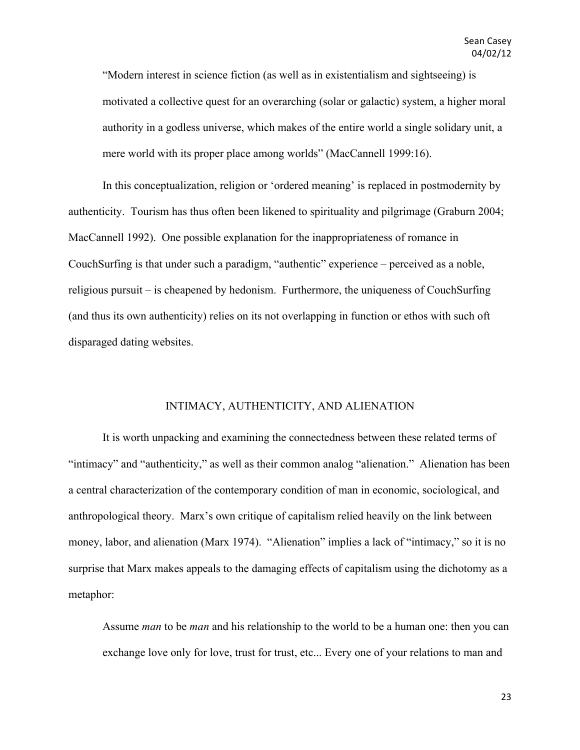> "Modern interest in science fiction (as well as in existentialism and sightseeing) is motivated a collective quest for an overarching (solar or galactic) system, a higher moral authority in a godless universe, which makes of the entire world a single solidary unit, a mere world with its proper place among worlds" (MacCannell 1999:16).

In this conceptualization, religion or 'ordered meaning' is replaced in postmodernity by authenticity. Tourism has thus often been likened to spirituality and pilgrimage (Graburn 2004; MacCannell 1992). One possible explanation for the inappropriateness of romance in CouchSurfing is that under such a paradigm, "authentic" experience – perceived as a noble, religious pursuit – is cheapened by hedonism. Furthermore, the uniqueness of CouchSurfing (and thus its own authenticity) relies on its not overlapping in function or ethos with such oft disparaged dating websites.

## INTIMACY, AUTHENTICITY, AND ALIENATION

It is worth unpacking and examining the connectedness between these related terms of "intimacy" and "authenticity," as well as their common analog "alienation." Alienation has been a central characterization of the contemporary condition of man in economic, sociological, and anthropological theory. Marx's own critique of capitalism relied heavily on the link between money, labor, and alienation (Marx 1974). "Alienation" implies a lack of "intimacy," so it is no surprise that Marx makes appeals to the damaging effects of capitalism using the dichotomy as a metaphor:

> Assume *man* to be *man* and his relationship to the world to be a human one: then you can exchange love only for love, trust for trust, etc... Every one of your relations to man and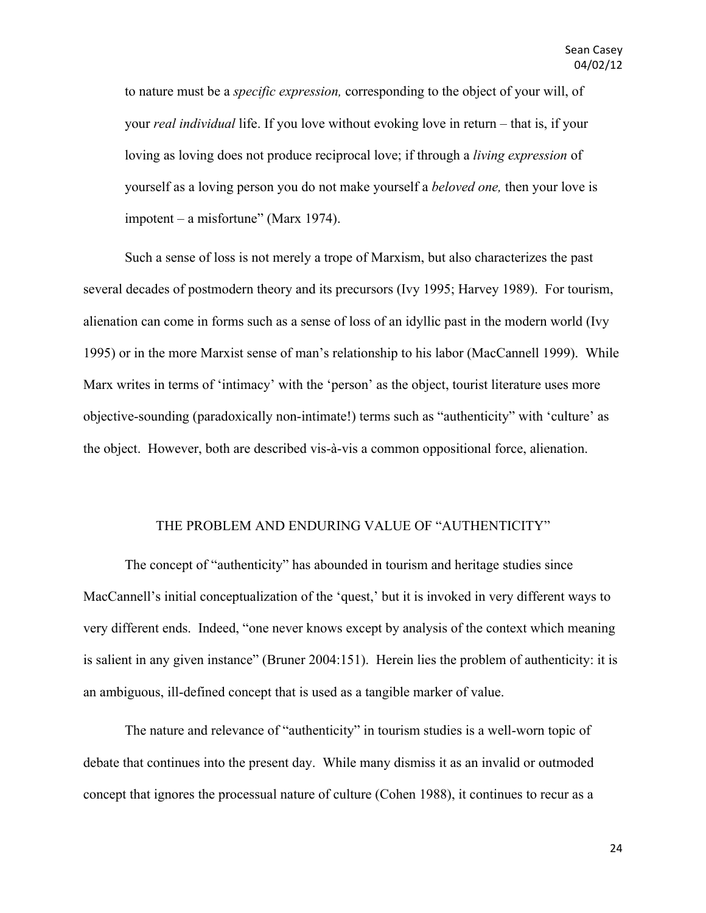> to nature must be a *specific expression,* corresponding to the object of your will, of your *real individual* life. If you love without evoking love in return – that is, if your loving as loving does not produce reciprocal love; if through a *living expression* of yourself as a loving person you do not make yourself a *beloved one,* then your love is impotent – a misfortune" (Marx 1974).

Such a sense of loss is not merely a trope of Marxism, but also characterizes the past several decades of postmodern theory and its precursors (Ivy 1995; Harvey 1989). For tourism, alienation can come in forms such as a sense of loss of an idyllic past in the modern world (Ivy 1995) or in the more Marxist sense of man's relationship to his labor (MacCannell 1999). While Marx writes in terms of 'intimacy' with the 'person' as the object, tourist literature uses more objective-sounding (paradoxically non-intimate!) terms such as "authenticity" with 'culture' as the object. However, both are described vis-à-vis a common oppositional force, alienation.

## THE PROBLEM AND ENDURING VALUE OF "AUTHENTICITY"

The concept of "authenticity" has abounded in tourism and heritage studies since MacCannell's initial conceptualization of the 'quest,' but it is invoked in very different ways to very different ends. Indeed, "one never knows except by analysis of the context which meaning is salient in any given instance" (Bruner 2004:151). Herein lies the problem of authenticity: it is an ambiguous, ill-defined concept that is used as a tangible marker of value.

The nature and relevance of "authenticity" in tourism studies is a well-worn topic of debate that continues into the present day. While many dismiss it as an invalid or outmoded concept that ignores the processual nature of culture (Cohen 1988), it continues to recur as a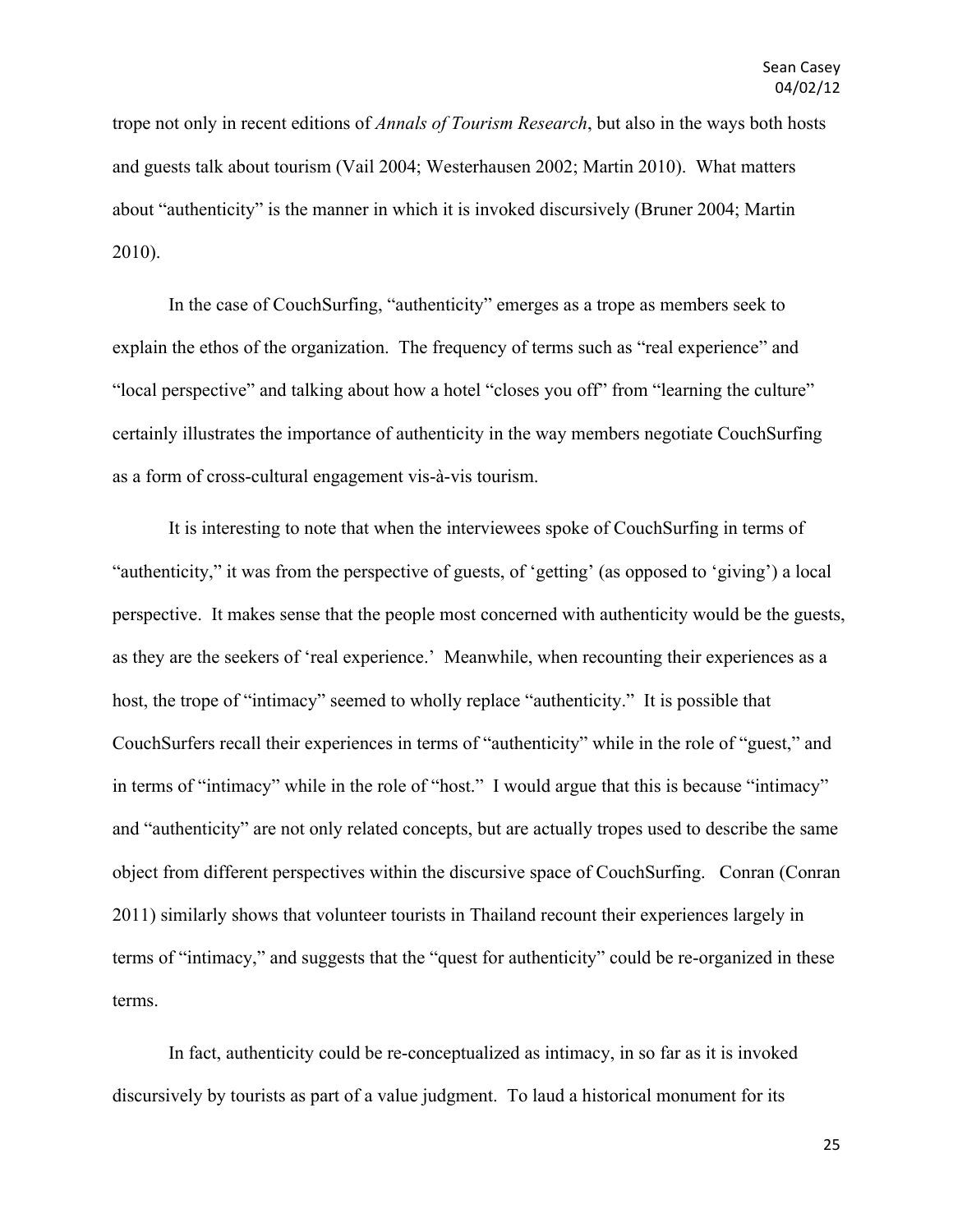trope not only in recent editions of *Annals of Tourism Research*, but also in the ways both hosts and guests talk about tourism (Vail 2004; Westerhausen 2002; Martin 2010). What matters about "authenticity" is the manner in which it is invoked discursively (Bruner 2004; Martin 2010).

In the case of CouchSurfing, "authenticity" emerges as a trope as members seek to explain the ethos of the organization. The frequency of terms such as "real experience" and "local perspective" and talking about how a hotel "closes you off" from "learning the culture" certainly illustrates the importance of authenticity in the way members negotiate CouchSurfing as a form of cross-cultural engagement vis-à-vis tourism.

It is interesting to note that when the interviewees spoke of CouchSurfing in terms of "authenticity," it was from the perspective of guests, of 'getting' (as opposed to 'giving') a local perspective. It makes sense that the people most concerned with authenticity would be the guests, as they are the seekers of 'real experience.' Meanwhile, when recounting their experiences as a host, the trope of "intimacy" seemed to wholly replace "authenticity." It is possible that CouchSurfers recall their experiences in terms of "authenticity" while in the role of "guest," and in terms of "intimacy" while in the role of "host." I would argue that this is because "intimacy" and "authenticity" are not only related concepts, but are actually tropes used to describe the same object from different perspectives within the discursive space of CouchSurfing. Conran (Conran 2011) similarly shows that volunteer tourists in Thailand recount their experiences largely in terms of "intimacy," and suggests that the "quest for authenticity" could be re-organized in these terms.

In fact, authenticity could be re-conceptualized as intimacy, in so far as it is invoked discursively by tourists as part of a value judgment. To laud a historical monument for its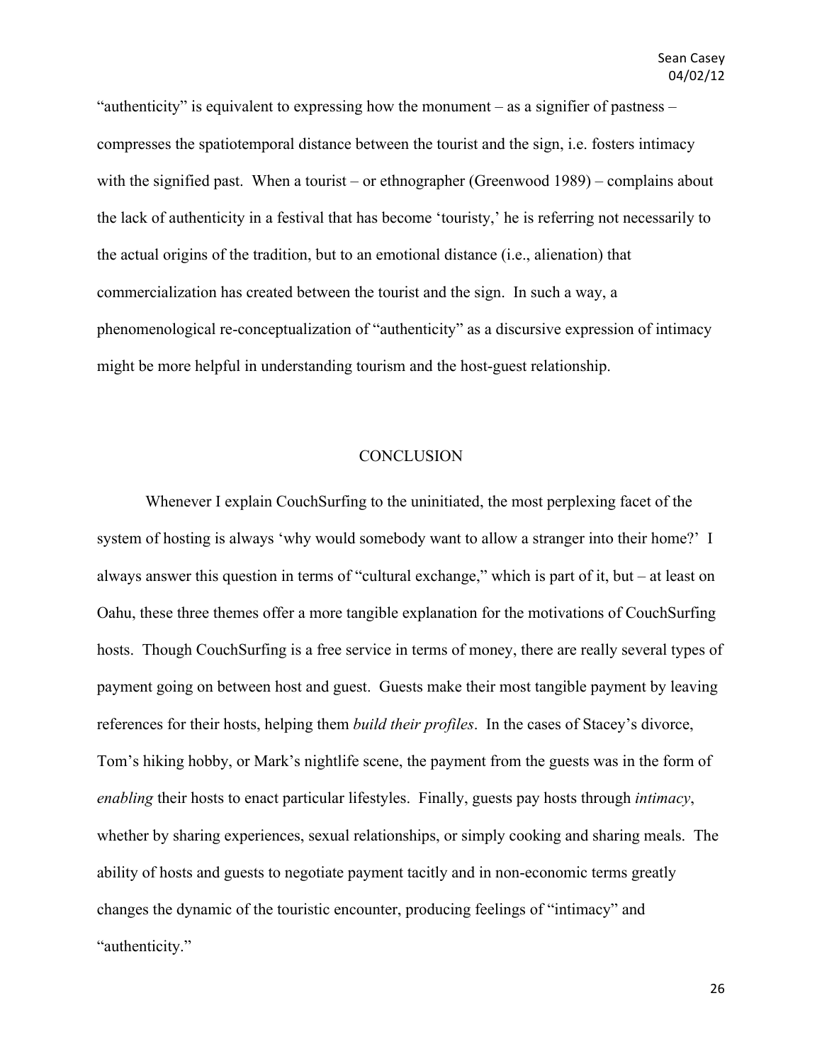"authenticity" is equivalent to expressing how the monument – as a signifier of pastness – compresses the spatiotemporal distance between the tourist and the sign, i.e. fosters intimacy with the signified past. When a tourist – or ethnographer (Greenwood 1989) – complains about the lack of authenticity in a festival that has become 'touristy,' he is referring not necessarily to the actual origins of the tradition, but to an emotional distance (i.e., alienation) that commercialization has created between the tourist and the sign. In such a way, a phenomenological re-conceptualization of "authenticity" as a discursive expression of intimacy might be more helpful in understanding tourism and the host-guest relationship.

## CONCLUSION

Whenever I explain CouchSurfing to the uninitiated, the most perplexing facet of the system of hosting is always 'why would somebody want to allow a stranger into their home?' I always answer this question in terms of "cultural exchange," which is part of it, but – at least on Oahu, these three themes offer a more tangible explanation for the motivations of CouchSurfing hosts. Though CouchSurfing is a free service in terms of money, there are really several types of payment going on between host and guest. Guests make their most tangible payment by leaving references for their hosts, helping them *build their profiles*. In the cases of Stacey's divorce, Tom's hiking hobby, or Mark's nightlife scene, the payment from the guests was in the form of *enabling* their hosts to enact particular lifestyles. Finally, guests pay hosts through *intimacy*, whether by sharing experiences, sexual relationships, or simply cooking and sharing meals. The ability of hosts and guests to negotiate payment tacitly and in non-economic terms greatly changes the dynamic of the touristic encounter, producing feelings of "intimacy" and "authenticity."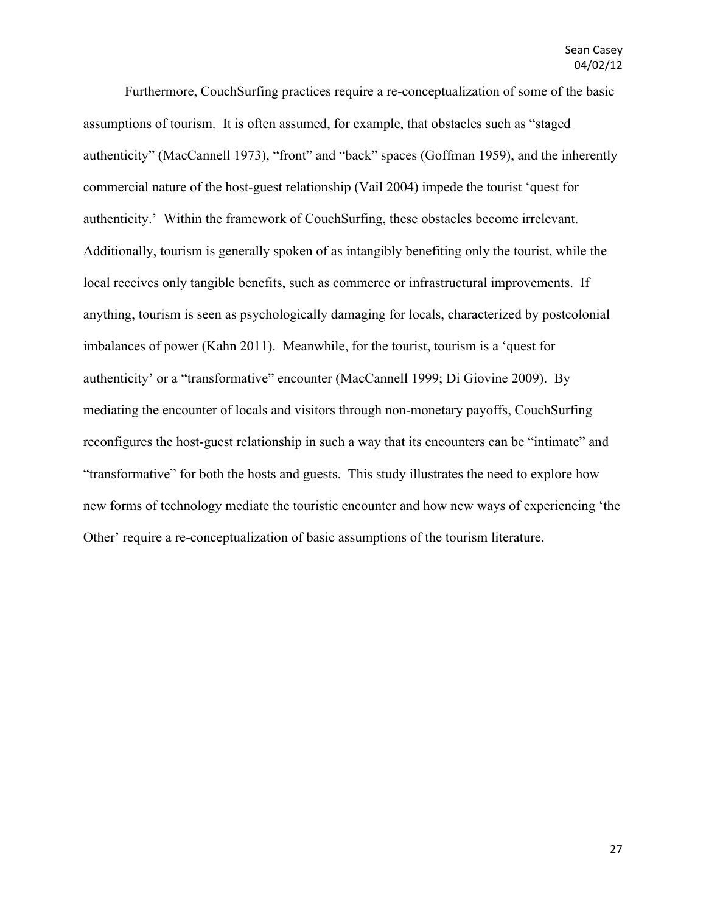Furthermore, CouchSurfing practices require a re-conceptualization of some of the basic assumptions of tourism. It is often assumed, for example, that obstacles such as "staged authenticity" (MacCannell 1973), "front" and "back" spaces (Goffman 1959), and the inherently commercial nature of the host-guest relationship (Vail 2004) impede the tourist 'quest for authenticity.' Within the framework of CouchSurfing, these obstacles become irrelevant. Additionally, tourism is generally spoken of as intangibly benefiting only the tourist, while the local receives only tangible benefits, such as commerce or infrastructural improvements. If anything, tourism is seen as psychologically damaging for locals, characterized by postcolonial imbalances of power (Kahn 2011). Meanwhile, for the tourist, tourism is a 'quest for authenticity' or a "transformative" encounter (MacCannell 1999; Di Giovine 2009). By mediating the encounter of locals and visitors through non-monetary payoffs, CouchSurfing reconfigures the host-guest relationship in such a way that its encounters can be "intimate" and "transformative" for both the hosts and guests. This study illustrates the need to explore how new forms of technology mediate the touristic encounter and how new ways of experiencing 'the Other' require a re-conceptualization of basic assumptions of the tourism literature.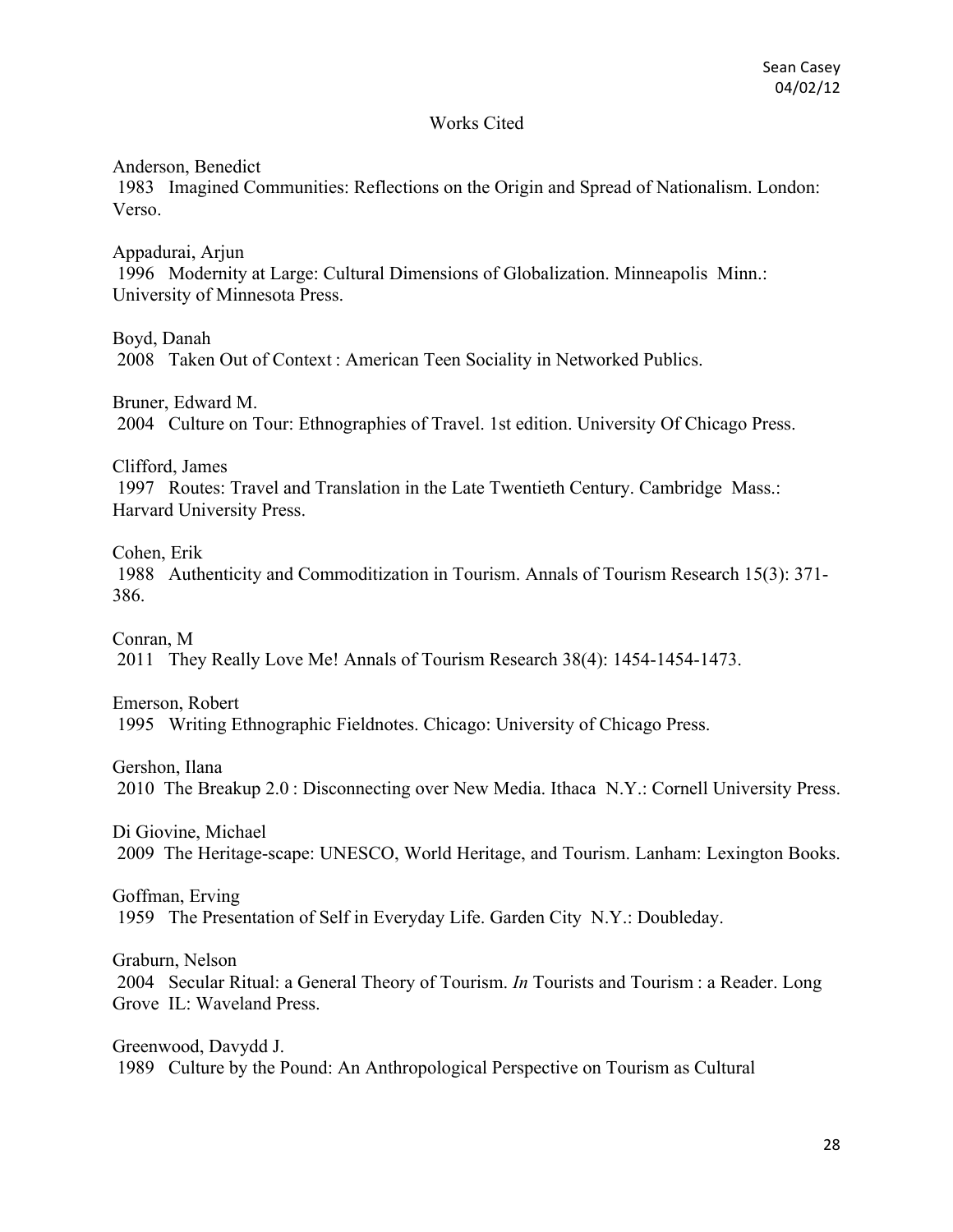## Works Cited

Anderson, Benedict
1983 Imagined Communities: Reflections on the Origin and Spread of Nationalism. London: Verso.

Appadurai, Arjun
1996 Modernity at Large: Cultural Dimensions of Globalization. Minneapolis Minn.: University of Minnesota Press.

Boyd, Danah
2008 Taken Out of Context : American Teen Sociality in Networked Publics.

Bruner, Edward M.
2004 Culture on Tour: Ethnographies of Travel. 1st edition. University Of Chicago Press.

Clifford, James
1997 Routes: Travel and Translation in the Late Twentieth Century. Cambridge Mass.: Harvard University Press.

Cohen, Erik
1988 Authenticity and Commoditization in Tourism. Annals of Tourism Research 15(3): 371-386.

Conran, M
2011 They Really Love Me! Annals of Tourism Research 38(4): 1454-1454-1473.

Emerson, Robert
1995 Writing Ethnographic Fieldnotes. Chicago: University of Chicago Press.

Gershon, Ilana
2010 The Breakup 2.0 : Disconnecting over New Media. Ithaca N.Y.: Cornell University Press.

Di Giovine, Michael
2009 The Heritage-scape: UNESCO, World Heritage, and Tourism. Lanham: Lexington Books.

Goffman, Erving
1959 The Presentation of Self in Everyday Life. Garden City N.Y.: Doubleday.

Graburn, Nelson
2004 Secular Ritual: a General Theory of Tourism. *In* Tourists and Tourism : a Reader. Long Grove IL: Waveland Press.

Greenwood, Davydd J.
1989 Culture by the Pound: An Anthropological Perspective on Tourism as Cultural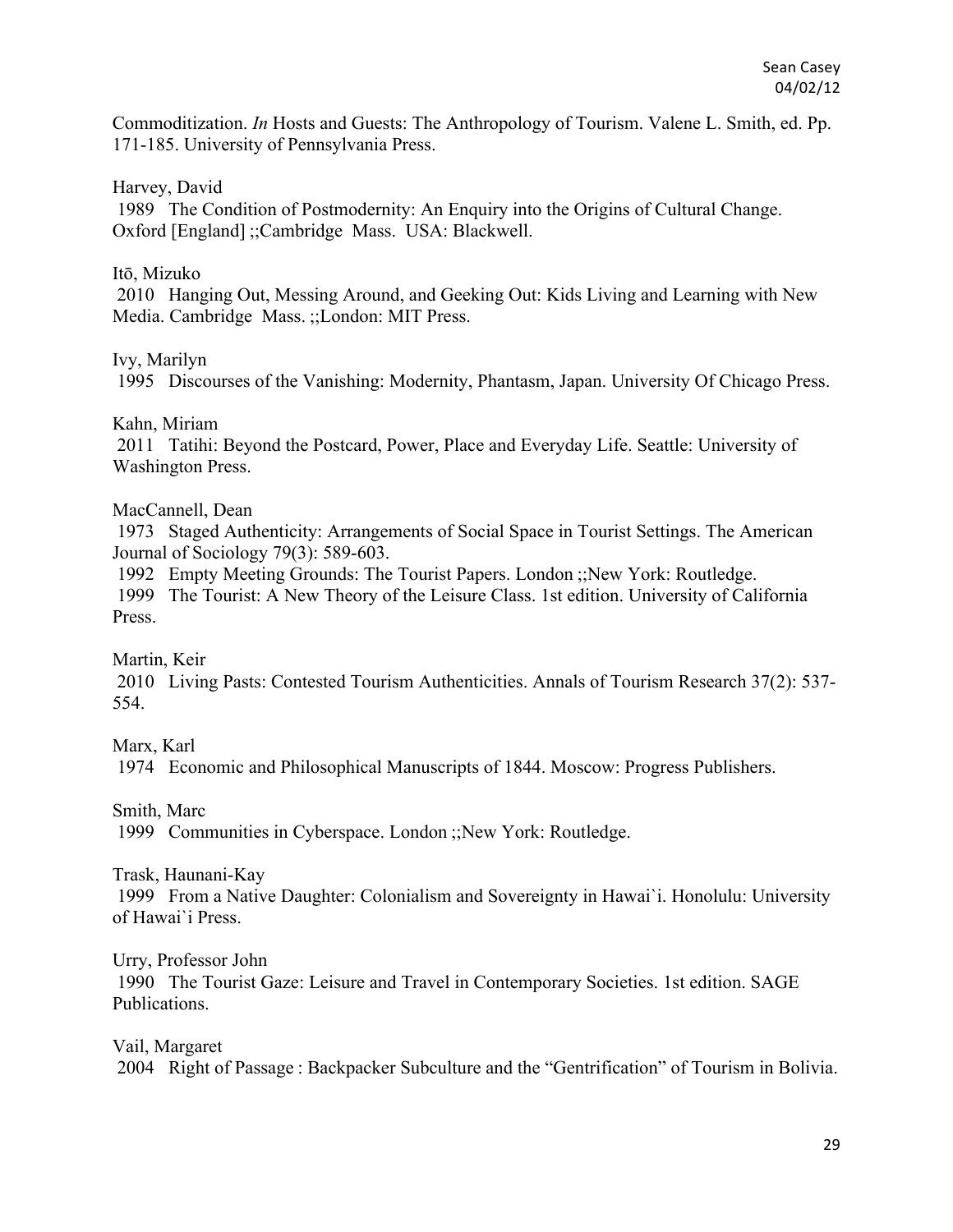Commoditization. *In* Hosts and Guests: The Anthropology of Tourism. Valene L. Smith, ed. Pp. 171-185. University of Pennsylvania Press.

Harvey, David
1989 The Condition of Postmodernity: An Enquiry into the Origins of Cultural Change. Oxford [England] ;;Cambridge Mass. USA: Blackwell.

Itō, Mizuko
2010 Hanging Out, Messing Around, and Geeking Out: Kids Living and Learning with New Media. Cambridge Mass. ;;London: MIT Press.

Ivy, Marilyn
1995 Discourses of the Vanishing: Modernity, Phantasm, Japan. University Of Chicago Press.

Kahn, Miriam
2011 Tatihi: Beyond the Postcard, Power, Place and Everyday Life. Seattle: University of Washington Press.

MacCannell, Dean
1973 Staged Authenticity: Arrangements of Social Space in Tourist Settings. The American Journal of Sociology 79(3): 589-603.
1992 Empty Meeting Grounds: The Tourist Papers. London ;;New York: Routledge.
1999 The Tourist: A New Theory of the Leisure Class. 1st edition. University of California Press.

Martin, Keir
2010 Living Pasts: Contested Tourism Authenticities. Annals of Tourism Research 37(2): 537-554.

Marx, Karl
1974 Economic and Philosophical Manuscripts of 1844. Moscow: Progress Publishers.

Smith, Marc
1999 Communities in Cyberspace. London ;;New York: Routledge.

Trask, Haunani-Kay
1999 From a Native Daughter: Colonialism and Sovereignty in Hawai`i. Honolulu: University of Hawai`i Press.

Urry, Professor John
1990 The Tourist Gaze: Leisure and Travel in Contemporary Societies. 1st edition. SAGE Publications.

Vail, Margaret
2004 Right of Passage : Backpacker Subculture and the "Gentrification" of Tourism in Bolivia.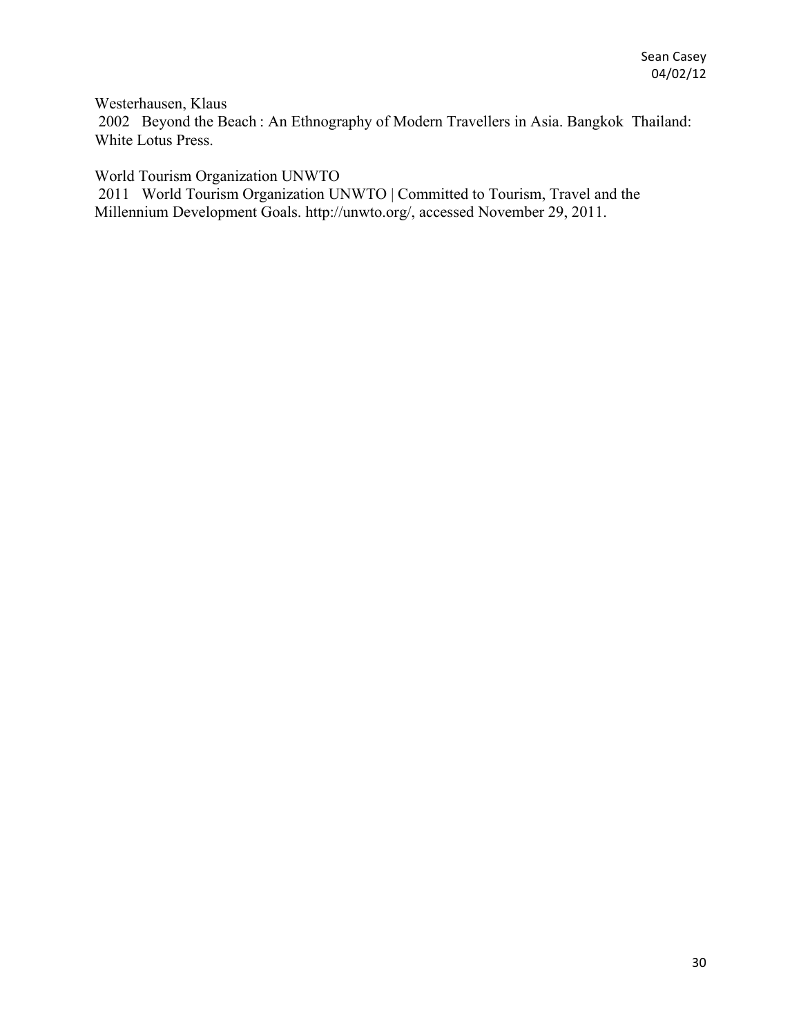Westerhausen, Klaus

2002 Beyond the Beach : An Ethnography of Modern Travellers in Asia. Bangkok Thailand: White Lotus Press.

World Tourism Organization UNWTO

2011 World Tourism Organization UNWTO | Committed to Tourism, Travel and the Millennium Development Goals. http://unwto.org/, accessed November 29, 2011.